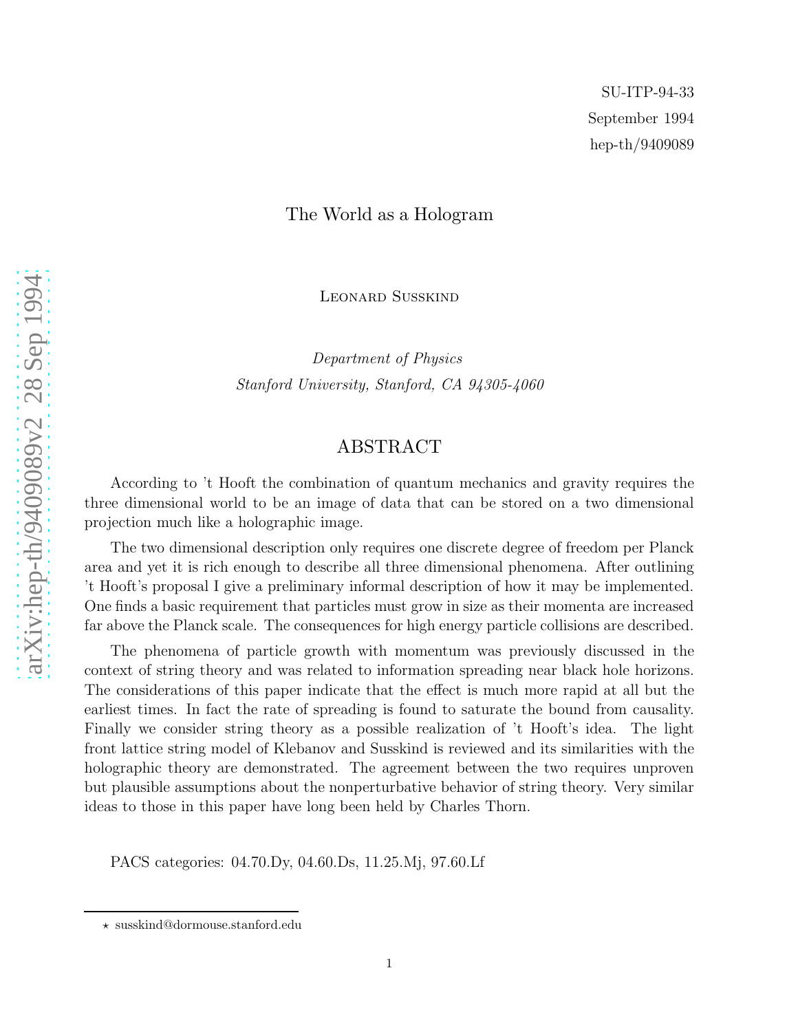SU-ITP-94-33
September 1994
hep-th/9409089

# The World as a Hologram

Leonard Susskind[⋆]

*Department of Physics*
*Stanford University, Stanford, CA 94305-4060*

## ABSTRACT

According to 't Hooft the combination of quantum mechanics and gravity requires the three dimensional world to be an image of data that can be stored on a two dimensional projection much like a holographic image.

The two dimensional description only requires one discrete degree of freedom per Planck area and yet it is rich enough to describe all three dimensional phenomena. After outlining 't Hooft's proposal I give a preliminary informal description of how it may be implemented. One finds a basic requirement that particles must grow in size as their momenta are increased far above the Planck scale. The consequences for high energy particle collisions are described.

The phenomena of particle growth with momentum was previously discussed in the context of string theory and was related to information spreading near black hole horizons. The considerations of this paper indicate that the effect is much more rapid at all but the earliest times. In fact the rate of spreading is found to saturate the bound from causality. Finally we consider string theory as a possible realization of 't Hooft's idea. The light front lattice string model of Klebanov and Susskind is reviewed and its similarities with the holographic theory are demonstrated. The agreement between the two requires unproven but plausible assumptions about the nonperturbative behavior of string theory. Very similar ideas to those in this paper have long been held by Charles Thorn.

PACS categories: 04.70.Dy, 04.60.Ds, 11.25.Mj, 97.60.Lf

---

⋆ susskind@dormouse.stanford.edu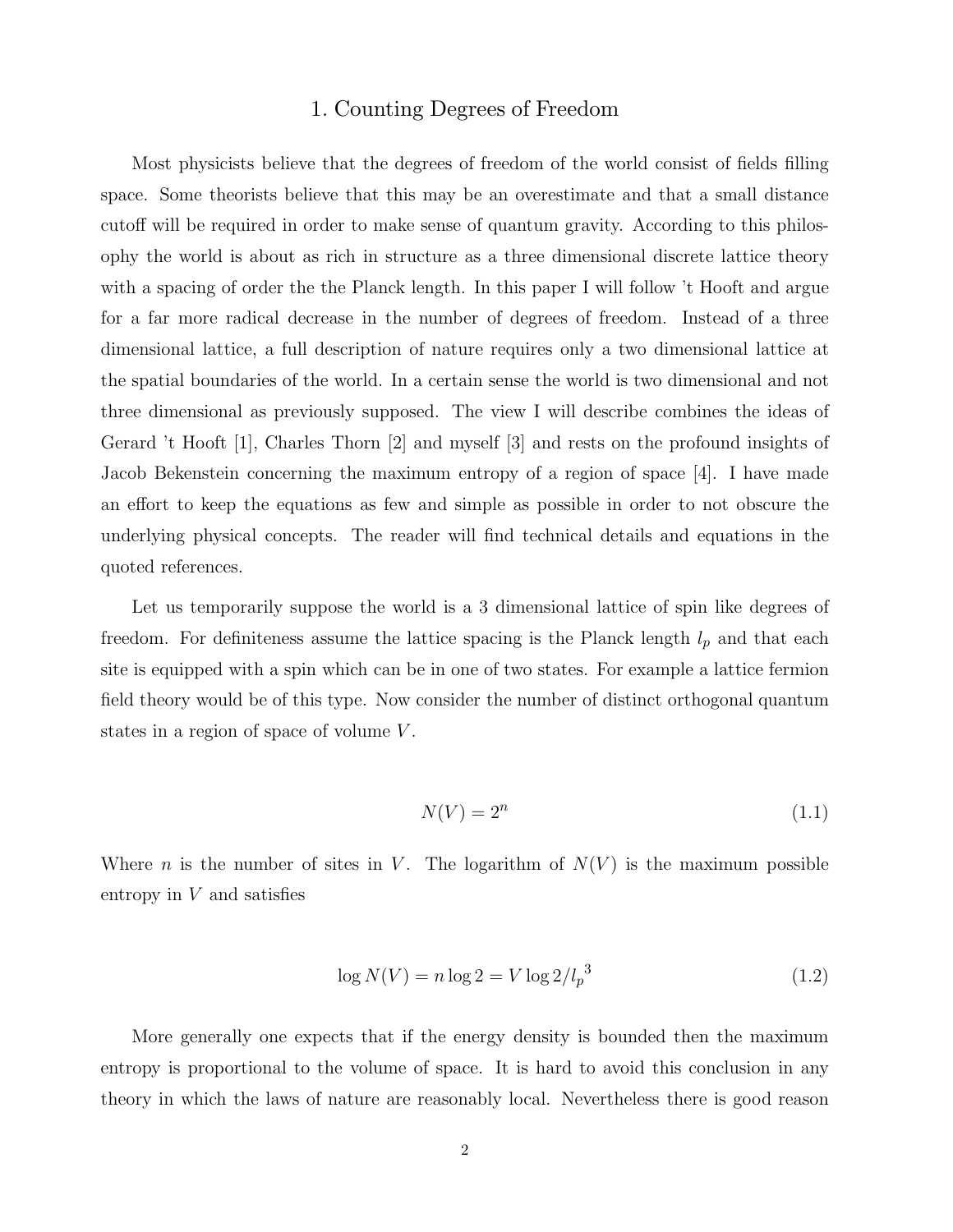# 1. Counting Degrees of Freedom

Most physicists believe that the degrees of freedom of the world consist of fields filling space. Some theorists believe that this may be an overestimate and that a small distance cutoff will be required in order to make sense of quantum gravity. According to this philosophy the world is about as rich in structure as a three dimensional discrete lattice theory with a spacing of order the the Planck length. In this paper I will follow 't Hooft and argue for a far more radical decrease in the number of degrees of freedom. Instead of a three dimensional lattice, a full description of nature requires only a two dimensional lattice at the spatial boundaries of the world. In a certain sense the world is two dimensional and not three dimensional as previously supposed. The view I will describe combines the ideas of Gerard 't Hooft [1], Charles Thorn [2] and myself [3] and rests on the profound insights of Jacob Bekenstein concerning the maximum entropy of a region of space [4]. I have made an effort to keep the equations as few and simple as possible in order to not obscure the underlying physical concepts. The reader will find technical details and equations in the quoted references.

Let us temporarily suppose the world is a 3 dimensional lattice of spin like degrees of freedom. For definiteness assume the lattice spacing is the Planck length $l_p$ and that each site is equipped with a spin which can be in one of two states. For example a lattice fermion field theory would be of this type. Now consider the number of distinct orthogonal quantum states in a region of space of volume $V$.

$$N(V) = 2^n \tag{1.1}$$

Where $n$ is the number of sites in $V$. The logarithm of $N(V)$ is the maximum possible entropy in $V$ and satisfies

$$\log N(V) = n \log 2 = V \log 2/{l_p}^3 \tag{1.2}$$

More generally one expects that if the energy density is bounded then the maximum entropy is proportional to the volume of space. It is hard to avoid this conclusion in any theory in which the laws of nature are reasonably local. Nevertheless there is good reason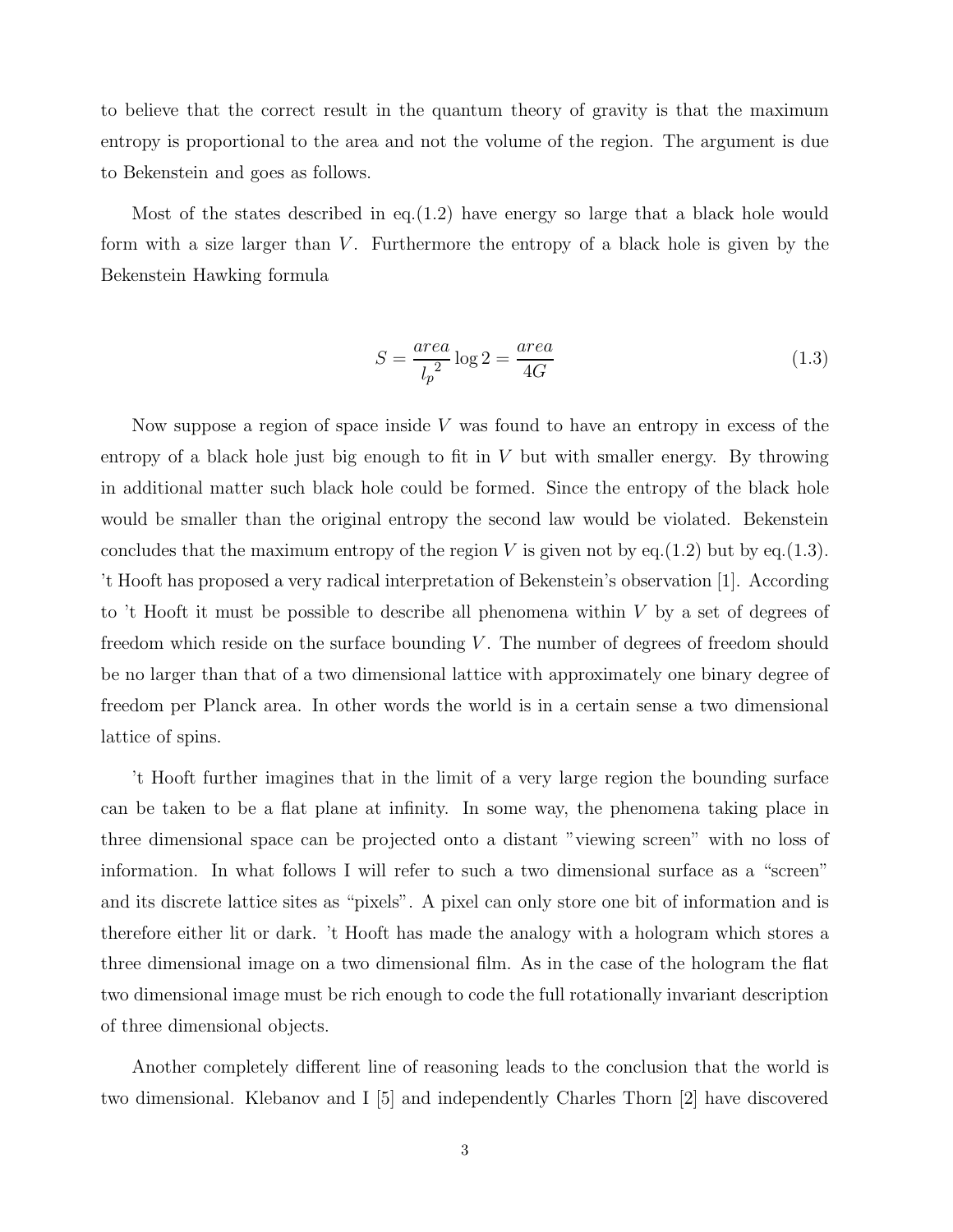to believe that the correct result in the quantum theory of gravity is that the maximum entropy is proportional to the area and not the volume of the region. The argument is due to Bekenstein and goes as follows.

Most of the states described in eq.(1.2) have energy so large that a black hole would form with a size larger than $V$. Furthermore the entropy of a black hole is given by the Bekenstein Hawking formula

$$S = \frac{area}{{l_p}^2} \log 2 = \frac{area}{4G} \tag{1.3}$$

Now suppose a region of space inside $V$ was found to have an entropy in excess of the entropy of a black hole just big enough to fit in $V$ but with smaller energy. By throwing in additional matter such black hole could be formed. Since the entropy of the black hole would be smaller than the original entropy the second law would be violated. Bekenstein concludes that the maximum entropy of the region $V$ is given not by eq.(1.2) but by eq.(1.3). 't Hooft has proposed a very radical interpretation of Bekenstein's observation [1]. According to 't Hooft it must be possible to describe all phenomena within $V$ by a set of degrees of freedom which reside on the surface bounding $V$. The number of degrees of freedom should be no larger than that of a two dimensional lattice with approximately one binary degree of freedom per Planck area. In other words the world is in a certain sense a two dimensional lattice of spins.

't Hooft further imagines that in the limit of a very large region the bounding surface can be taken to be a flat plane at infinity. In some way, the phenomena taking place in three dimensional space can be projected onto a distant "viewing screen" with no loss of information. In what follows I will refer to such a two dimensional surface as a "screen" and its discrete lattice sites as "pixels". A pixel can only store one bit of information and is therefore either lit or dark. 't Hooft has made the analogy with a hologram which stores a three dimensional image on a two dimensional film. As in the case of the hologram the flat two dimensional image must be rich enough to code the full rotationally invariant description of three dimensional objects.

Another completely different line of reasoning leads to the conclusion that the world is two dimensional. Klebanov and I [5] and independently Charles Thorn [2] have discovered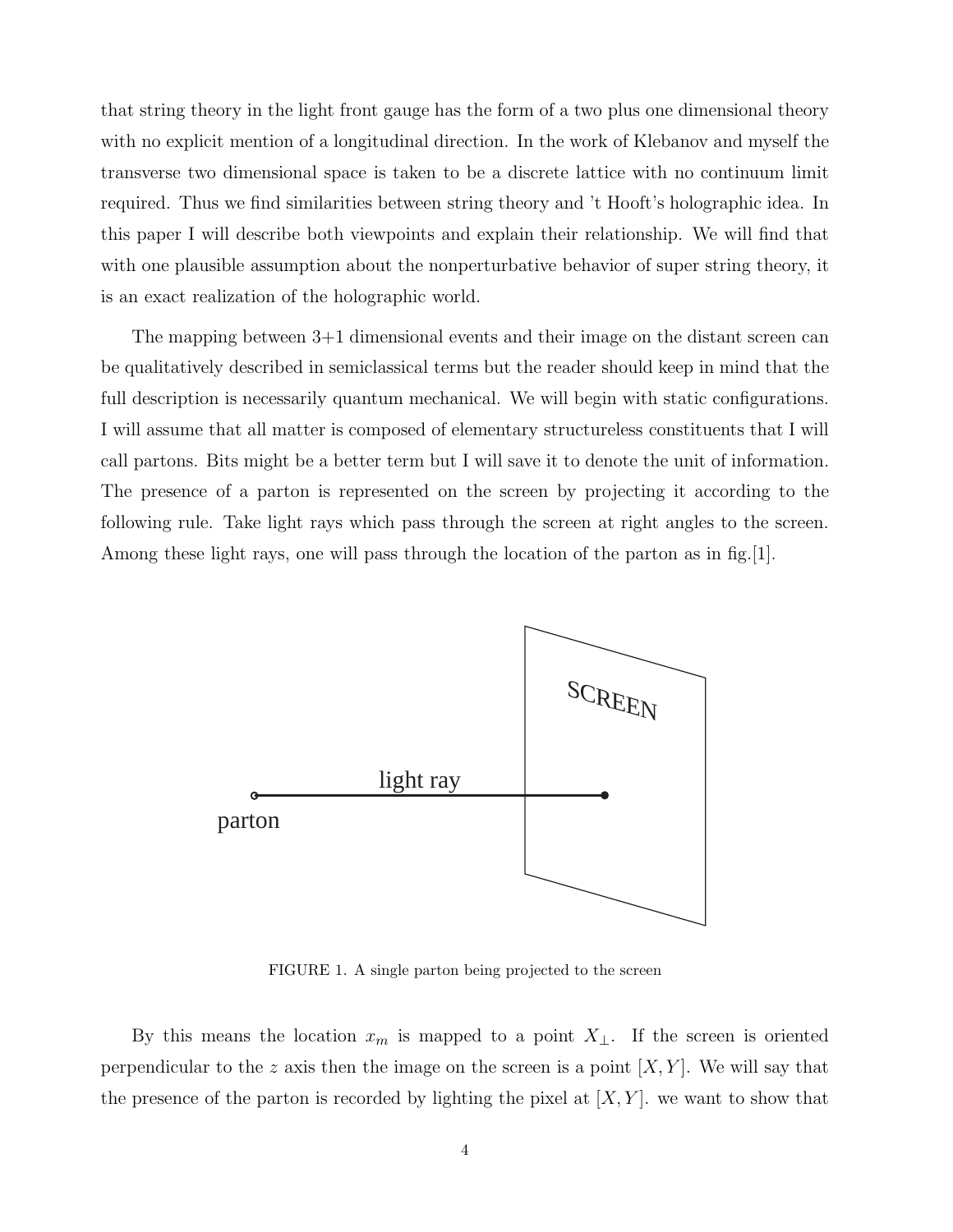that string theory in the light front gauge has the form of a two plus one dimensional theory with no explicit mention of a longitudinal direction. In the work of Klebanov and myself the transverse two dimensional space is taken to be a discrete lattice with no continuum limit required. Thus we find similarities between string theory and 't Hooft's holographic idea. In this paper I will describe both viewpoints and explain their relationship. We will find that with one plausible assumption about the nonperturbative behavior of super string theory, it is an exact realization of the holographic world.

The mapping between 3+1 dimensional events and their image on the distant screen can be qualitatively described in semiclassical terms but the reader should keep in mind that the full description is necessarily quantum mechanical. We will begin with static configurations. I will assume that all matter is composed of elementary structureless constituents that I will call partons. Bits might be a better term but I will save it to denote the unit of information. The presence of a parton is represented on the screen by projecting it according to the following rule. Take light rays which pass through the screen at right angles to the screen. Among these light rays, one will pass through the location of the parton as in fig.[1].

FIGURE 1. A single parton being projected to the screen

By this means the location $x_m$ is mapped to a point $X_\perp$. If the screen is oriented perpendicular to the $z$ axis then the image on the screen is a point $[X, Y]$. We will say that the presence of the parton is recorded by lighting the pixel at $[X, Y]$. we want to show that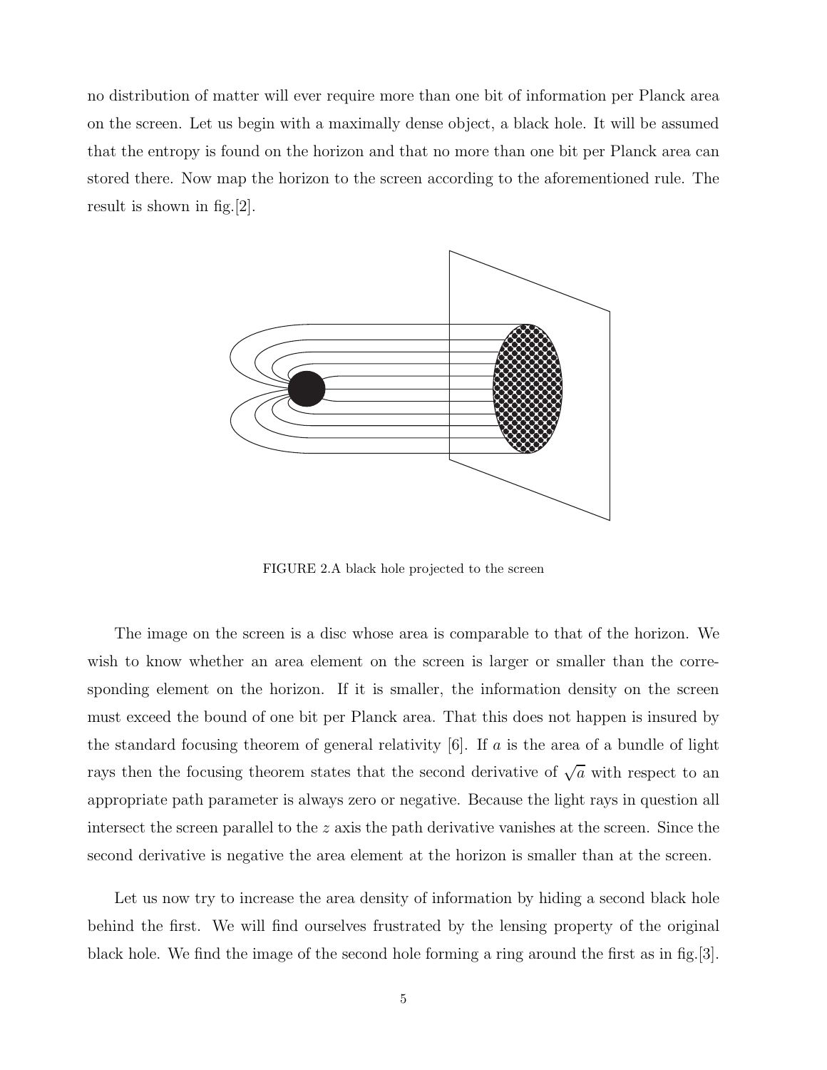no distribution of matter will ever require more than one bit of information per Planck area on the screen. Let us begin with a maximally dense object, a black hole. It will be assumed that the entropy is found on the horizon and that no more than one bit per Planck area can stored there. Now map the horizon to the screen according to the aforementioned rule. The result is shown in fig.[2].

FIGURE 2.A black hole projected to the screen

The image on the screen is a disc whose area is comparable to that of the horizon. We wish to know whether an area element on the screen is larger or smaller than the corresponding element on the horizon. If it is smaller, the information density on the screen must exceed the bound of one bit per Planck area. That this does not happen is insured by the standard focusing theorem of general relativity [6]. If $a$ is the area of a bundle of light rays then the focusing theorem states that the second derivative of $\sqrt{a}$ with respect to an appropriate path parameter is always zero or negative. Because the light rays in question all intersect the screen parallel to the $z$ axis the path derivative vanishes at the screen. Since the second derivative is negative the area element at the horizon is smaller than at the screen.

Let us now try to increase the area density of information by hiding a second black hole behind the first. We will find ourselves frustrated by the lensing property of the original black hole. We find the image of the second hole forming a ring around the first as in fig.[3].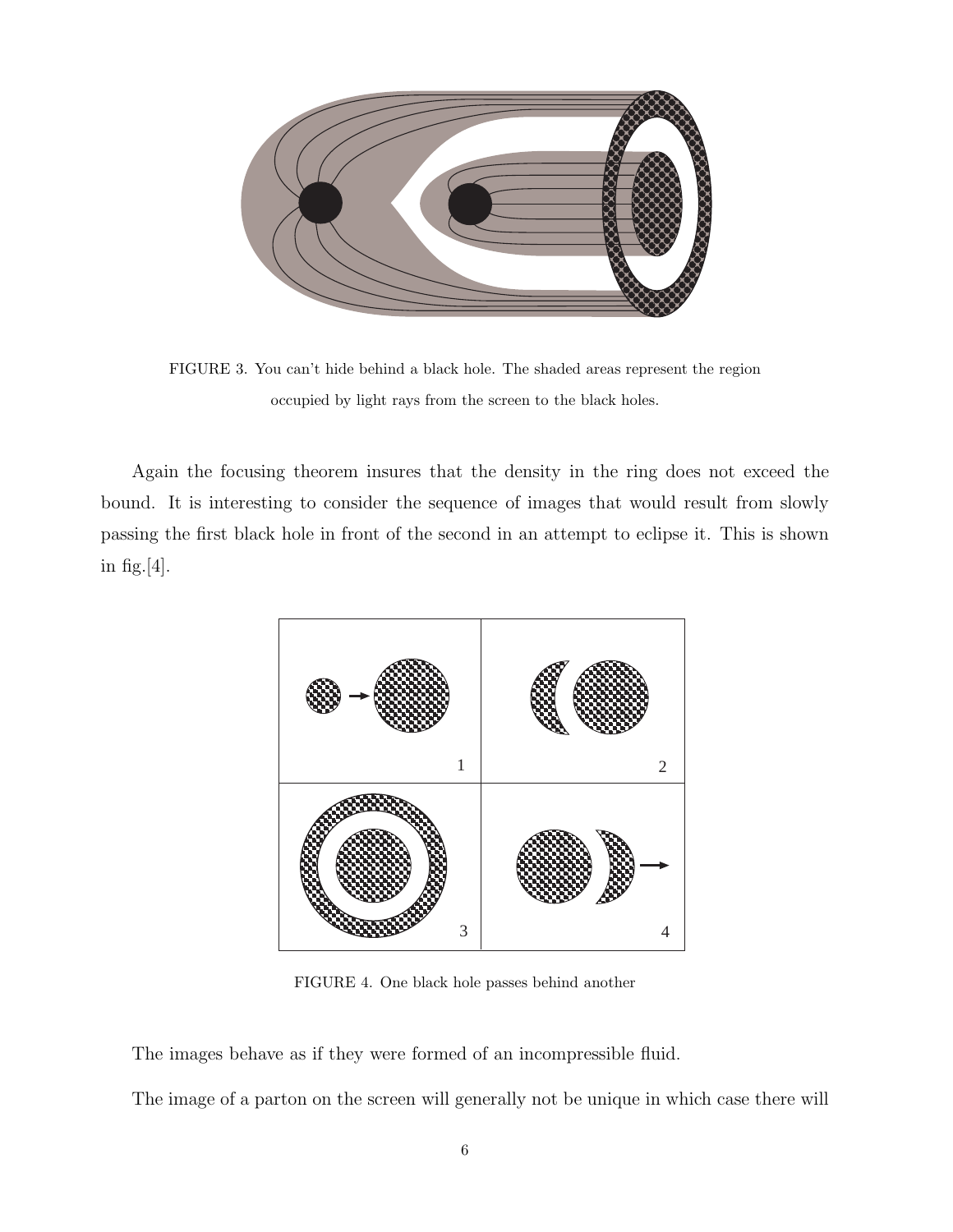FIGURE 3. You can't hide behind a black hole. The shaded areas represent the region occupied by light rays from the screen to the black holes.

Again the focusing theorem insures that the density in the ring does not exceed the bound. It is interesting to consider the sequence of images that would result from slowly passing the first black hole in front of the second in an attempt to eclipse it. This is shown in fig.[4].

FIGURE 4. One black hole passes behind another

The images behave as if they were formed of an incompressible fluid.

The image of a parton on the screen will generally not be unique in which case there will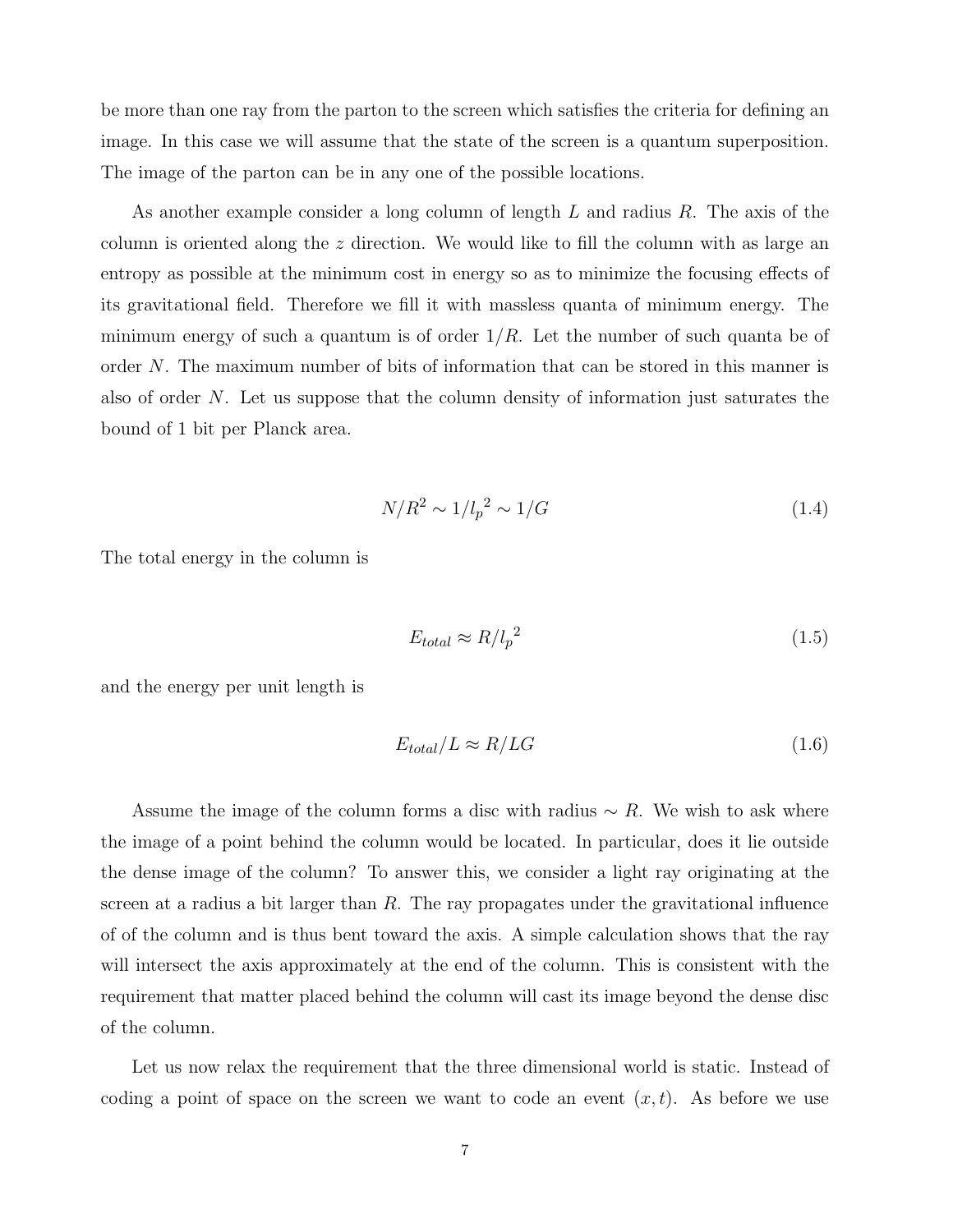be more than one ray from the parton to the screen which satisfies the criteria for defining an image. In this case we will assume that the state of the screen is a quantum superposition. The image of the parton can be in any one of the possible locations.

As another example consider a long column of length $L$ and radius $R$. The axis of the column is oriented along the $z$ direction. We would like to fill the column with as large an entropy as possible at the minimum cost in energy so as to minimize the focusing effects of its gravitational field. Therefore we fill it with massless quanta of minimum energy. The minimum energy of such a quantum is of order $1/R$. Let the number of such quanta be of order $N$. The maximum number of bits of information that can be stored in this manner is also of order $N$. Let us suppose that the column density of information just saturates the bound of 1 bit per Planck area.

$$N/R^2 \sim 1/{l_p}^2 \sim 1/G \tag{1.4}$$

The total energy in the column is

$$E_{total} \approx R/{l_p}^2 \tag{1.5}$$

and the energy per unit length is

$$E_{total}/L \approx R/LG \tag{1.6}$$

Assume the image of the column forms a disc with radius $\sim R$. We wish to ask where the image of a point behind the column would be located. In particular, does it lie outside the dense image of the column? To answer this, we consider a light ray originating at the screen at a radius a bit larger than $R$. The ray propagates under the gravitational influence of of the column and is thus bent toward the axis. A simple calculation shows that the ray will intersect the axis approximately at the end of the column. This is consistent with the requirement that matter placed behind the column will cast its image beyond the dense disc of the column.

Let us now relax the requirement that the three dimensional world is static. Instead of coding a point of space on the screen we want to code an event $(x, t)$. As before we use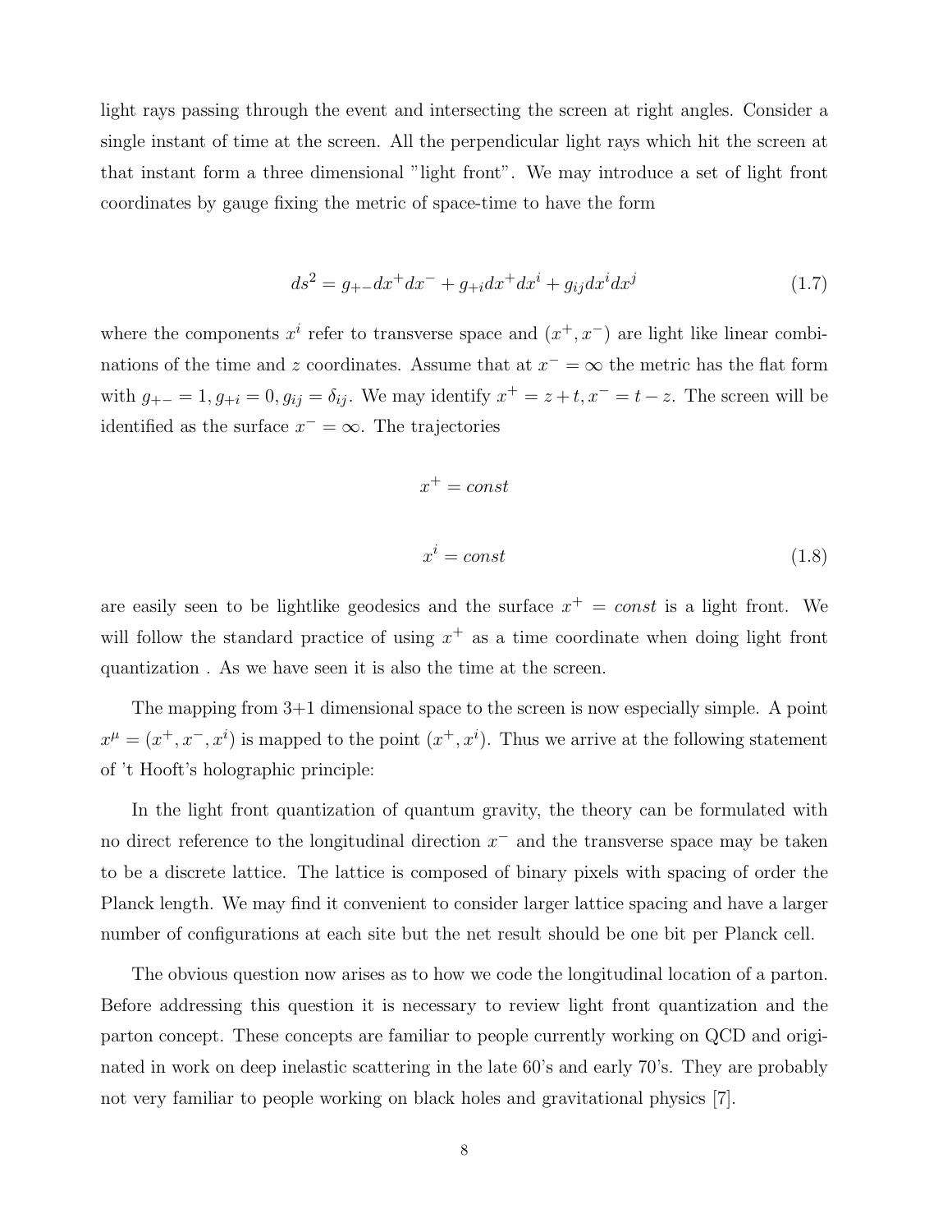light rays passing through the event and intersecting the screen at right angles. Consider a single instant of time at the screen. All the perpendicular light rays which hit the screen at that instant form a three dimensional "light front". We may introduce a set of light front coordinates by gauge fixing the metric of space-time to have the form

$$ds^2 = g_{+-}dx^+dx^- + g_{+i}dx^+dx^i + g_{ij}dx^idx^j \tag{1.7}$$

where the components $x^i$ refer to transverse space and $(x^+, x^-)$ are light like linear combinations of the time and $z$ coordinates. Assume that at $x^- = \infty$ the metric has the flat form with $g_{+-} = 1, g_{+i} = 0, g_{ij} = \delta_{ij}$. We may identify $x^+ = z + t, x^- = t - z$. The screen will be identified as the surface $x^- = \infty$. The trajectories

$$x^+ = const$$

$$x^i = const \tag{1.8}$$

are easily seen to be lightlike geodesics and the surface $x^+ = const$ is a light front. We will follow the standard practice of using $x^+$ as a time coordinate when doing light front quantization . As we have seen it is also the time at the screen.

The mapping from 3+1 dimensional space to the screen is now especially simple. A point $x^\mu = (x^+, x^-, x^i)$ is mapped to the point $(x^+, x^i)$. Thus we arrive at the following statement of 't Hooft's holographic principle:

In the light front quantization of quantum gravity, the theory can be formulated with no direct reference to the longitudinal direction $x^-$ and the transverse space may be taken to be a discrete lattice. The lattice is composed of binary pixels with spacing of order the Planck length. We may find it convenient to consider larger lattice spacing and have a larger number of configurations at each site but the net result should be one bit per Planck cell.

The obvious question now arises as to how we code the longitudinal location of a parton. Before addressing this question it is necessary to review light front quantization and the parton concept. These concepts are familiar to people currently working on QCD and originated in work on deep inelastic scattering in the late 60's and early 70's. They are probably not very familiar to people working on black holes and gravitational physics [7].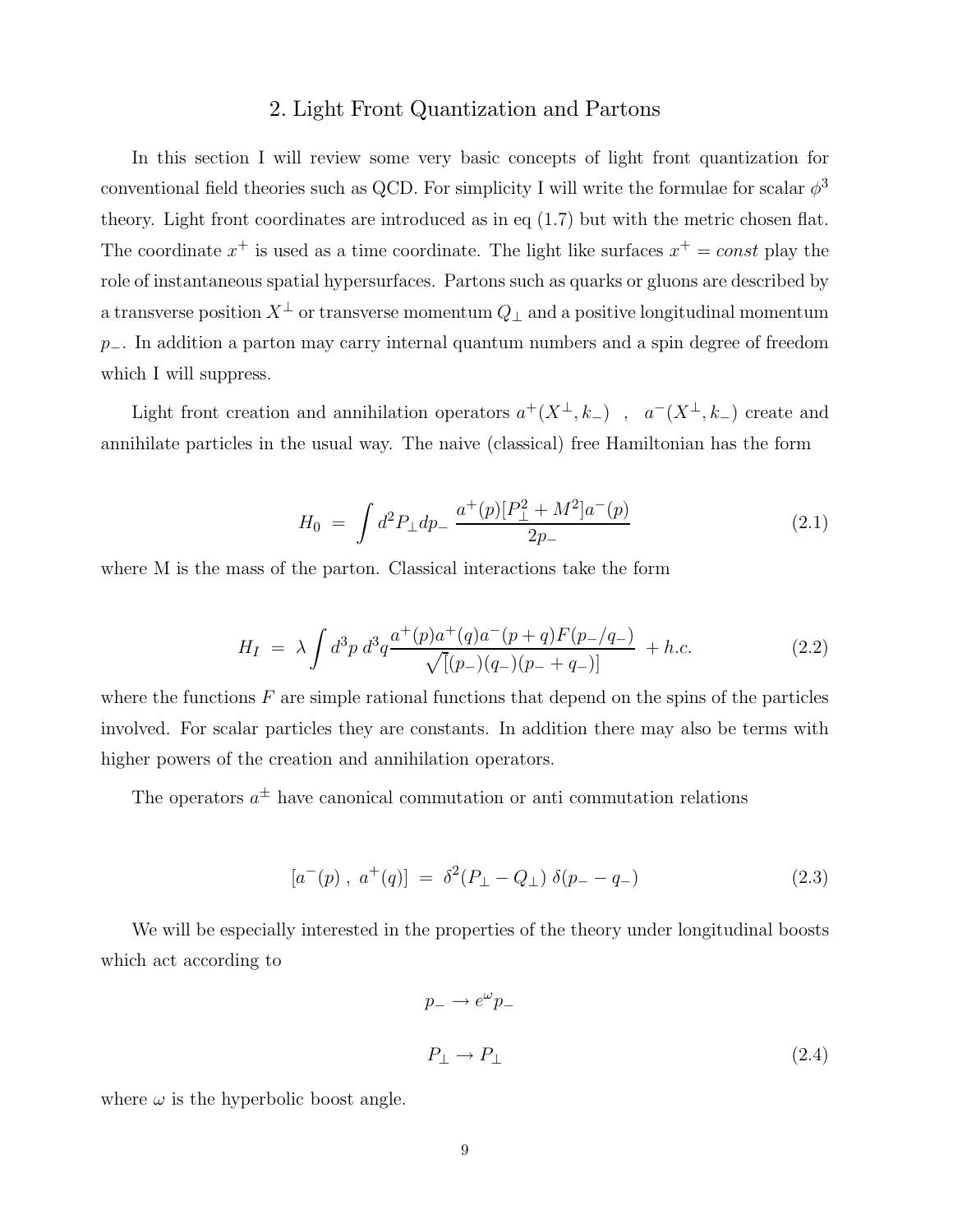## 2. Light Front Quantization and Partons

In this section I will review some very basic concepts of light front quantization for conventional field theories such as QCD. For simplicity I will write the formulae for scalar $\phi^3$ theory. Light front coordinates are introduced as in eq (1.7) but with the metric chosen flat. The coordinate $x^+$ is used as a time coordinate. The light like surfaces $x^+ = const$ play the role of instantaneous spatial hypersurfaces. Partons such as quarks or gluons are described by a transverse position $X^\perp$ or transverse momentum $Q_\perp$ and a positive longitudinal momentum $p_-$. In addition a parton may carry internal quantum numbers and a spin degree of freedom which I will suppress.

Light front creation and annihilation operators $a^+(X^\perp, k_-)$ , $a^-(X^\perp, k_-)$ create and annihilate particles in the usual way. The naive (classical) free Hamiltonian has the form

$$H_0 \ = \ \int d^2P_\perp dp_- \ \frac{a^+(p)[P_\perp^2 + M^2]a^-(p)}{2p_-} \tag{2.1}$$

where M is the mass of the parton. Classical interactions take the form

$$H_I \ = \ \lambda \int d^3p \ d^3q \frac{a^+(p)a^+(q)a^-(p+q)F(p_-/q_-)}{\sqrt{[}(p_-)(q_-)(p_- + q_-)]} \ + h.c. \tag{2.2}$$

where the functions $F$ are simple rational functions that depend on the spins of the particles involved. For scalar particles they are constants. In addition there may also be terms with higher powers of the creation and annihilation operators.

The operators $a^\pm$ have canonical commutation or anti commutation relations

$$[a^-(p) \ , \ a^+(q)] \ = \ \delta^2(P_\perp - Q_\perp) \ \delta(p_- - q_-) \tag{2.3}$$

We will be especially interested in the properties of the theory under longitudinal boosts which act according to

$$p_- \to e^\omega p_-$$

$$P_\perp \to P_\perp \tag{2.4}$$

where $\omega$ is the hyperbolic boost angle.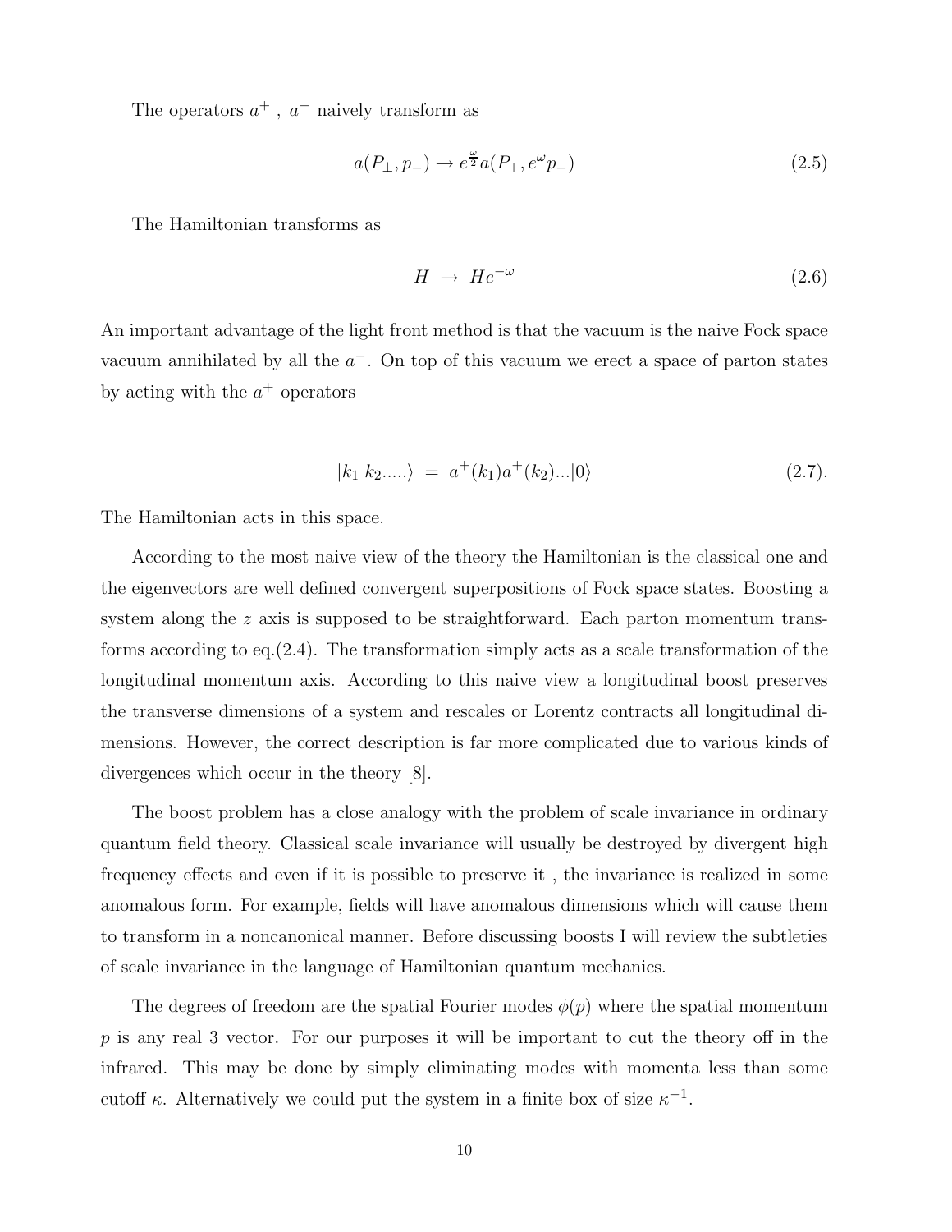The operators $a^+$ , $a^-$ naively transform as

$$a(P_\perp, p_-) \rightarrow e^{\frac{\omega}{2}} a(P_\perp, e^\omega p_-) \tag{2.5}$$

The Hamiltonian transforms as

$$H \ \rightarrow \ He^{-\omega} \tag{2.6}$$

An important advantage of the light front method is that the vacuum is the naive Fock space vacuum annihilated by all the $a^-$. On top of this vacuum we erect a space of parton states by acting with the $a^+$ operators

$$|k_1 \ k_2.....\rangle \ = \ a^+(k_1)a^+(k_2)...|0\rangle \qquad (2.7).$$

The Hamiltonian acts in this space.

According to the most naive view of the theory the Hamiltonian is the classical one and the eigenvectors are well defined convergent superpositions of Fock space states. Boosting a system along the $z$ axis is supposed to be straightforward. Each parton momentum transforms according to eq.(2.4). The transformation simply acts as a scale transformation of the longitudinal momentum axis. According to this naive view a longitudinal boost preserves the transverse dimensions of a system and rescales or Lorentz contracts all longitudinal dimensions. However, the correct description is far more complicated due to various kinds of divergences which occur in the theory [8].

The boost problem has a close analogy with the problem of scale invariance in ordinary quantum field theory. Classical scale invariance will usually be destroyed by divergent high frequency effects and even if it is possible to preserve it , the invariance is realized in some anomalous form. For example, fields will have anomalous dimensions which will cause them to transform in a noncanonical manner. Before discussing boosts I will review the subtleties of scale invariance in the language of Hamiltonian quantum mechanics.

The degrees of freedom are the spatial Fourier modes $\phi(p)$ where the spatial momentum $p$ is any real 3 vector. For our purposes it will be important to cut the theory off in the infrared. This may be done by simply eliminating modes with momenta less than some cutoff $\kappa$. Alternatively we could put the system in a finite box of size $\kappa^{-1}$.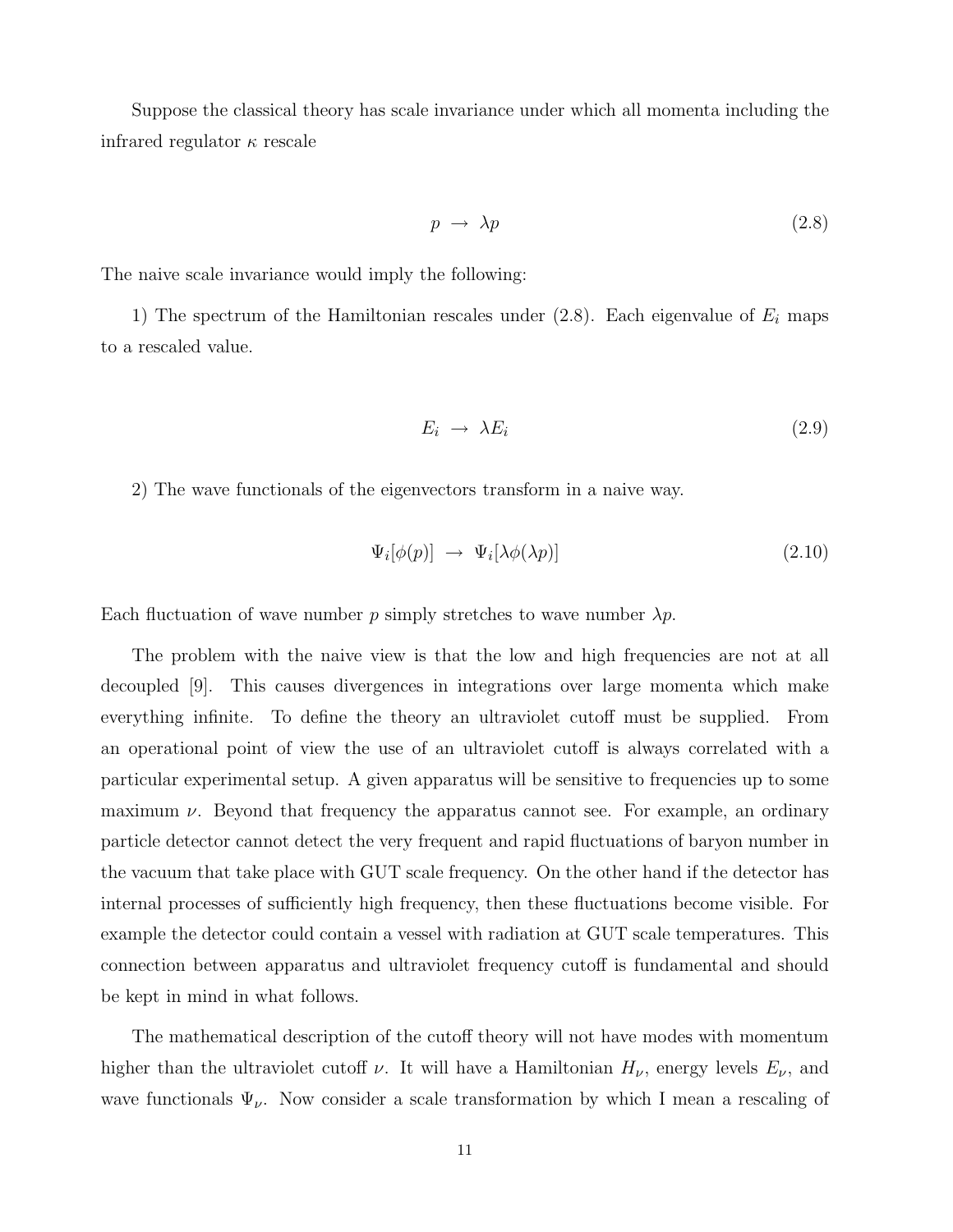Suppose the classical theory has scale invariance under which all momenta including the infrared regulator $\kappa$ rescale

$$p \rightarrow \lambda p \tag{2.8}$$

The naive scale invariance would imply the following:

1) The spectrum of the Hamiltonian rescales under (2.8). Each eigenvalue of $E_i$ maps to a rescaled value.

$$E_i \rightarrow \lambda E_i \tag{2.9}$$

2) The wave functionals of the eigenvectors transform in a naive way.

$$\Psi_i[\phi(p)] \rightarrow \Psi_i[\lambda\phi(\lambda p)] \tag{2.10}$$

Each fluctuation of wave number $p$ simply stretches to wave number $\lambda p$.

The problem with the naive view is that the low and high frequencies are not at all decoupled [9]. This causes divergences in integrations over large momenta which make everything infinite. To define the theory an ultraviolet cutoff must be supplied. From an operational point of view the use of an ultraviolet cutoff is always correlated with a particular experimental setup. A given apparatus will be sensitive to frequencies up to some maximum $\nu$. Beyond that frequency the apparatus cannot see. For example, an ordinary particle detector cannot detect the very frequent and rapid fluctuations of baryon number in the vacuum that take place with GUT scale frequency. On the other hand if the detector has internal processes of sufficiently high frequency, then these fluctuations become visible. For example the detector could contain a vessel with radiation at GUT scale temperatures. This connection between apparatus and ultraviolet frequency cutoff is fundamental and should be kept in mind in what follows.

The mathematical description of the cutoff theory will not have modes with momentum higher than the ultraviolet cutoff $\nu$. It will have a Hamiltonian $H_\nu$, energy levels $E_\nu$, and wave functionals $\Psi_\nu$. Now consider a scale transformation by which I mean a rescaling of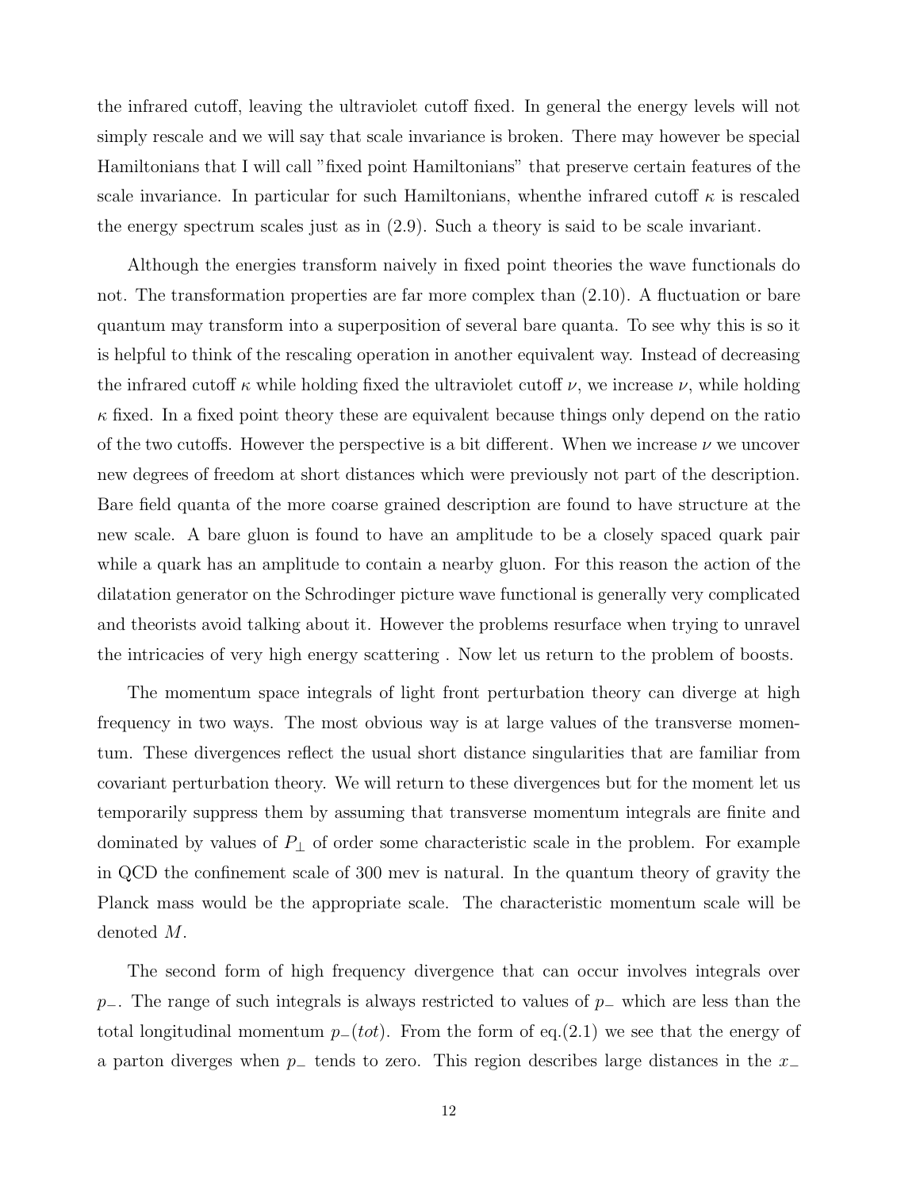the infrared cutoff, leaving the ultraviolet cutoff fixed. In general the energy levels will not simply rescale and we will say that scale invariance is broken. There may however be special Hamiltonians that I will call "fixed point Hamiltonians" that preserve certain features of the scale invariance. In particular for such Hamiltonians, whenthe infrared cutoff $\kappa$ is rescaled the energy spectrum scales just as in (2.9). Such a theory is said to be scale invariant.

Although the energies transform naively in fixed point theories the wave functionals do not. The transformation properties are far more complex than (2.10). A fluctuation or bare quantum may transform into a superposition of several bare quanta. To see why this is so it is helpful to think of the rescaling operation in another equivalent way. Instead of decreasing the infrared cutoff $\kappa$ while holding fixed the ultraviolet cutoff $\nu$, we increase $\nu$, while holding $\kappa$ fixed. In a fixed point theory these are equivalent because things only depend on the ratio of the two cutoffs. However the perspective is a bit different. When we increase $\nu$ we uncover new degrees of freedom at short distances which were previously not part of the description. Bare field quanta of the more coarse grained description are found to have structure at the new scale. A bare gluon is found to have an amplitude to be a closely spaced quark pair while a quark has an amplitude to contain a nearby gluon. For this reason the action of the dilatation generator on the Schrodinger picture wave functional is generally very complicated and theorists avoid talking about it. However the problems resurface when trying to unravel the intricacies of very high energy scattering . Now let us return to the problem of boosts.

The momentum space integrals of light front perturbation theory can diverge at high frequency in two ways. The most obvious way is at large values of the transverse momentum. These divergences reflect the usual short distance singularities that are familiar from covariant perturbation theory. We will return to these divergences but for the moment let us temporarily suppress them by assuming that transverse momentum integrals are finite and dominated by values of $P_\perp$ of order some characteristic scale in the problem. For example in QCD the confinement scale of 300 mev is natural. In the quantum theory of gravity the Planck mass would be the appropriate scale. The characteristic momentum scale will be denoted $M$.

The second form of high frequency divergence that can occur involves integrals over $p_-$. The range of such integrals is always restricted to values of $p_-$ which are less than the total longitudinal momentum $p_-(tot)$. From the form of eq.(2.1) we see that the energy of a parton diverges when $p_-$ tends to zero. This region describes large distances in the $x_-$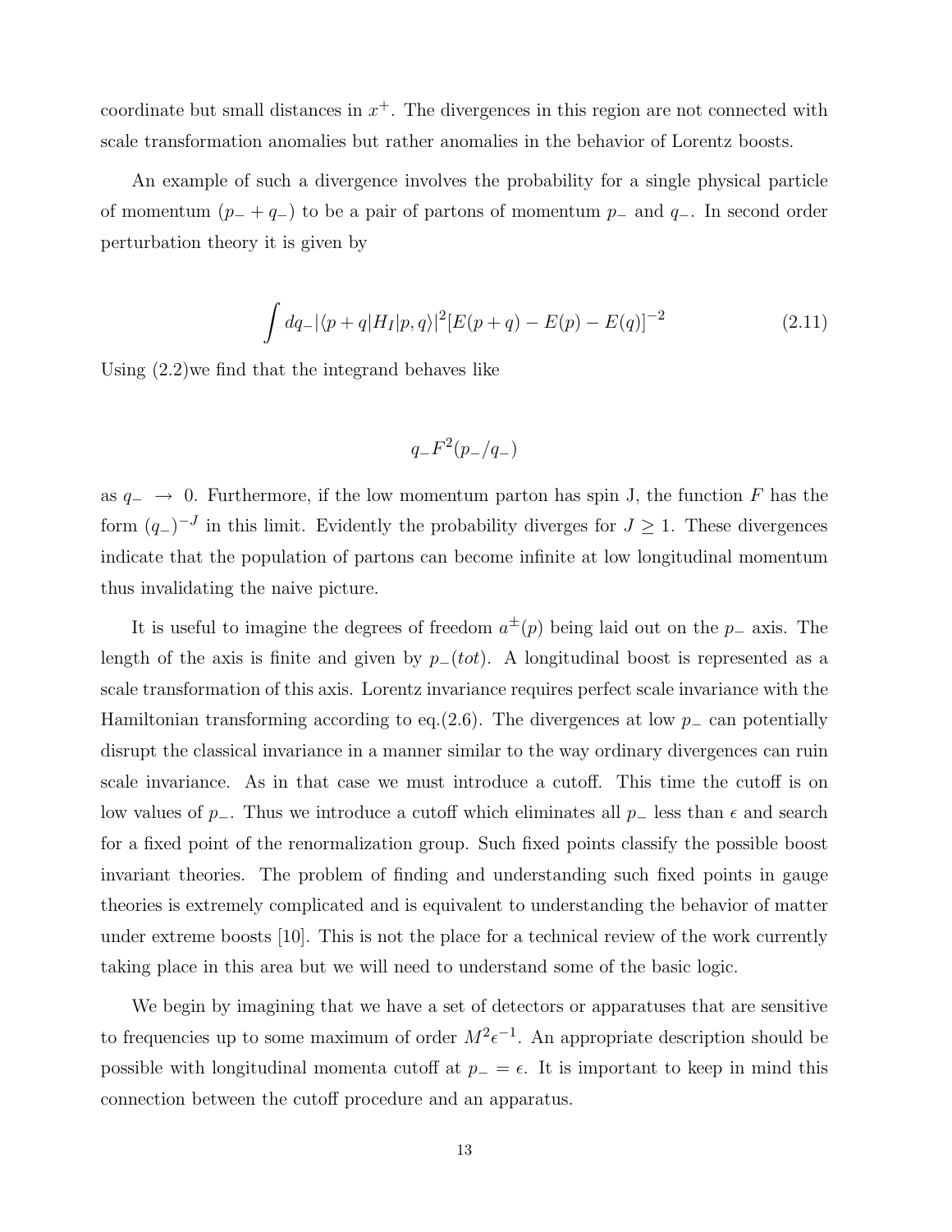coordinate but small distances in $x^+$. The divergences in this region are not connected with scale transformation anomalies but rather anomalies in the behavior of Lorentz boosts.

An example of such a divergence involves the probability for a single physical particle of momentum $(p_- + q_-)$ to be a pair of partons of momentum $p_-$ and $q_-$. In second order perturbation theory it is given by

$$\int dq_- |\langle p+q|H_I|p,q\rangle|^2 [E(p+q) - E(p) - E(q)]^{-2} \tag{2.11}$$

Using (2.2)we find that the integrand behaves like

$$q_- F^2(p_-/q_-)$$

as $q_- \rightarrow 0$. Furthermore, if the low momentum parton has spin J, the function $F$ has the form $(q_-)^{-J}$ in this limit. Evidently the probability diverges for $J \geq 1$. These divergences indicate that the population of partons can become infinite at low longitudinal momentum thus invalidating the naive picture.

It is useful to imagine the degrees of freedom $a^{\pm}(p)$ being laid out on the $p_-$ axis. The length of the axis is finite and given by $p_-(tot)$. A longitudinal boost is represented as a scale transformation of this axis. Lorentz invariance requires perfect scale invariance with the Hamiltonian transforming according to eq.(2.6). The divergences at low $p_-$ can potentially disrupt the classical invariance in a manner similar to the way ordinary divergences can ruin scale invariance. As in that case we must introduce a cutoff. This time the cutoff is on low values of $p_-$. Thus we introduce a cutoff which eliminates all $p_-$ less than $\epsilon$ and search for a fixed point of the renormalization group. Such fixed points classify the possible boost invariant theories. The problem of finding and understanding such fixed points in gauge theories is extremely complicated and is equivalent to understanding the behavior of matter under extreme boosts [10]. This is not the place for a technical review of the work currently taking place in this area but we will need to understand some of the basic logic.

We begin by imagining that we have a set of detectors or apparatuses that are sensitive to frequencies up to some maximum of order $M^2\epsilon^{-1}$. An appropriate description should be possible with longitudinal momenta cutoff at $p_- = \epsilon$. It is important to keep in mind this connection between the cutoff procedure and an apparatus.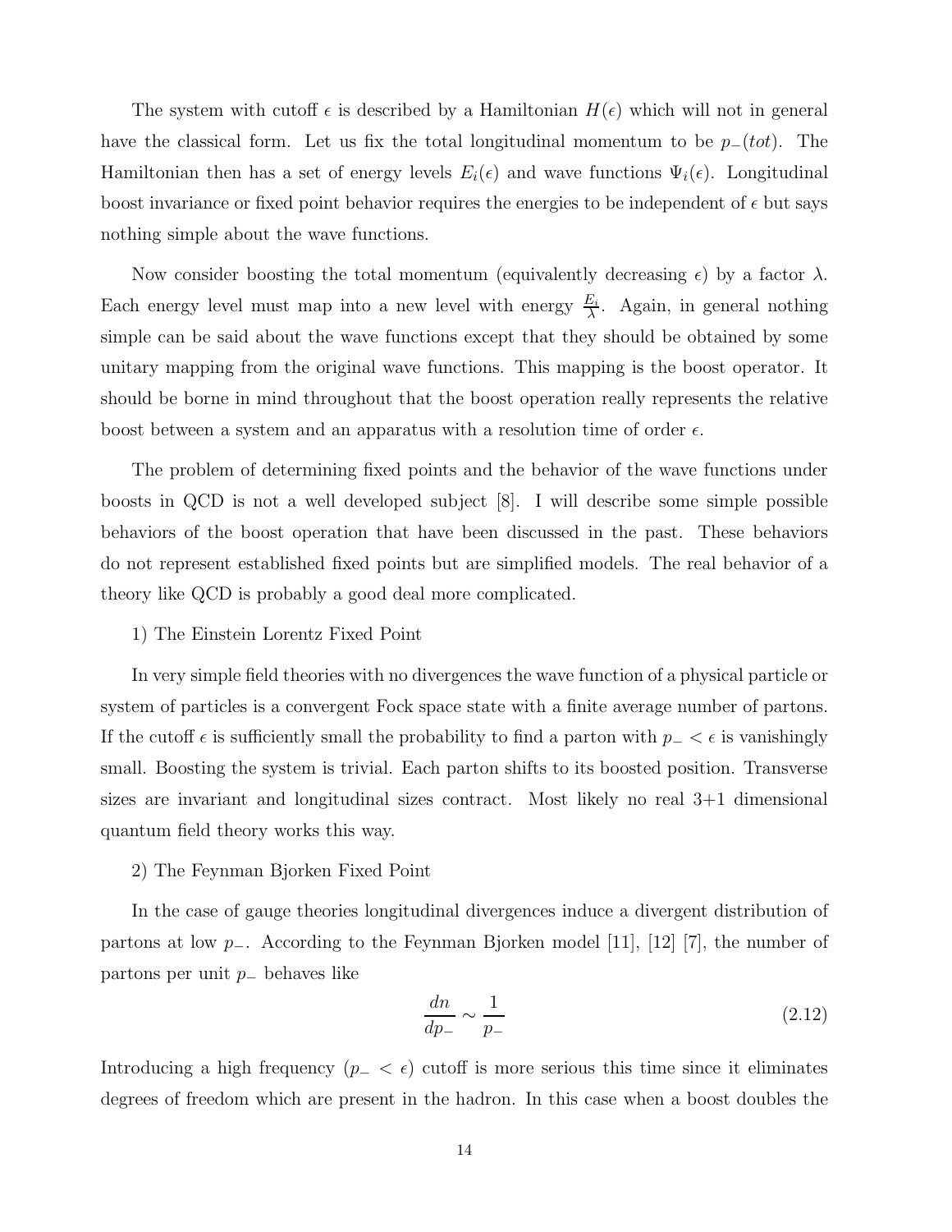The system with cutoff $\epsilon$ is described by a Hamiltonian $H(\epsilon)$ which will not in general have the classical form. Let us fix the total longitudinal momentum to be $p_-(tot)$. The Hamiltonian then has a set of energy levels $E_i(\epsilon)$ and wave functions $\Psi_i(\epsilon)$. Longitudinal boost invariance or fixed point behavior requires the energies to be independent of $\epsilon$ but says nothing simple about the wave functions.

Now consider boosting the total momentum (equivalently decreasing $\epsilon$) by a factor $\lambda$. Each energy level must map into a new level with energy $\frac{E_i}{\lambda}$. Again, in general nothing simple can be said about the wave functions except that they should be obtained by some unitary mapping from the original wave functions. This mapping is the boost operator. It should be borne in mind throughout that the boost operation really represents the relative boost between a system and an apparatus with a resolution time of order $\epsilon$.

The problem of determining fixed points and the behavior of the wave functions under boosts in QCD is not a well developed subject [8]. I will describe some simple possible behaviors of the boost operation that have been discussed in the past. These behaviors do not represent established fixed points but are simplified models. The real behavior of a theory like QCD is probably a good deal more complicated.

1) The Einstein Lorentz Fixed Point

In very simple field theories with no divergences the wave function of a physical particle or system of particles is a convergent Fock space state with a finite average number of partons. If the cutoff $\epsilon$ is sufficiently small the probability to find a parton with $p_- < \epsilon$ is vanishingly small. Boosting the system is trivial. Each parton shifts to its boosted position. Transverse sizes are invariant and longitudinal sizes contract. Most likely no real 3+1 dimensional quantum field theory works this way.

2) The Feynman Bjorken Fixed Point

In the case of gauge theories longitudinal divergences induce a divergent distribution of partons at low $p_-$. According to the Feynman Bjorken model [11], [12] [7], the number of partons per unit $p_-$ behaves like

$$\frac{dn}{dp_-} \sim \frac{1}{p_-} \tag{2.12}$$

Introducing a high frequency ($p_- < \epsilon$) cutoff is more serious this time since it eliminates degrees of freedom which are present in the hadron. In this case when a boost doubles the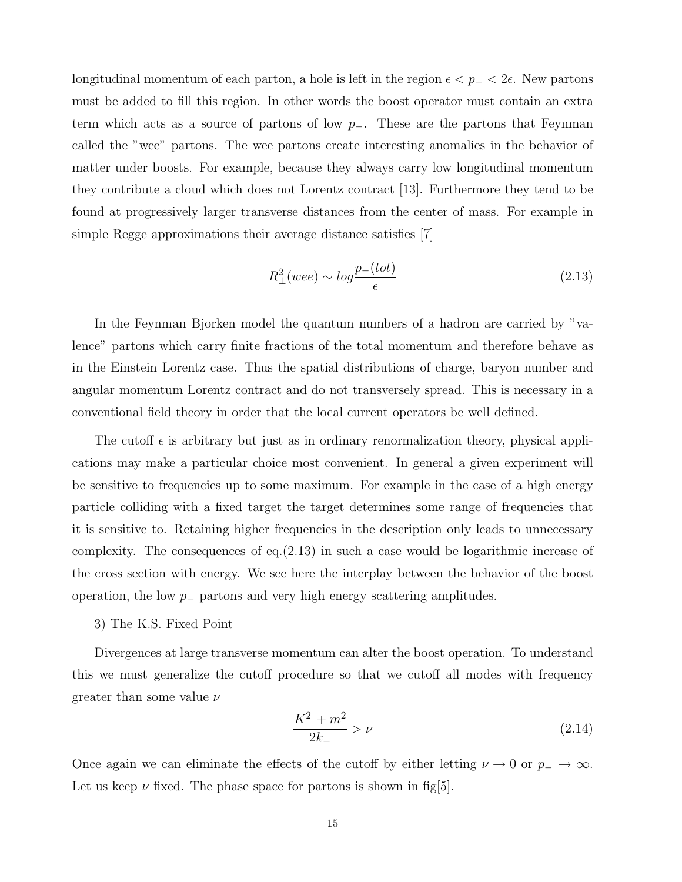longitudinal momentum of each parton, a hole is left in the region $\epsilon < p_- < 2\epsilon$. New partons must be added to fill this region. In other words the boost operator must contain an extra term which acts as a source of partons of low $p_-$. These are the partons that Feynman called the "wee" partons. The wee partons create interesting anomalies in the behavior of matter under boosts. For example, because they always carry low longitudinal momentum they contribute a cloud which does not Lorentz contract [13]. Furthermore they tend to be found at progressively larger transverse distances from the center of mass. For example in simple Regge approximations their average distance satisfies [7]

$$R_\perp^2(wee) \sim log \frac{p_-(tot)}{\epsilon} \tag{2.13}$$

In the Feynman Bjorken model the quantum numbers of a hadron are carried by "valence" partons which carry finite fractions of the total momentum and therefore behave as in the Einstein Lorentz case. Thus the spatial distributions of charge, baryon number and angular momentum Lorentz contract and do not transversely spread. This is necessary in a conventional field theory in order that the local current operators be well defined.

The cutoff $\epsilon$ is arbitrary but just as in ordinary renormalization theory, physical applications may make a particular choice most convenient. In general a given experiment will be sensitive to frequencies up to some maximum. For example in the case of a high energy particle colliding with a fixed target the target determines some range of frequencies that it is sensitive to. Retaining higher frequencies in the description only leads to unnecessary complexity. The consequences of eq.(2.13) in such a case would be logarithmic increase of the cross section with energy. We see here the interplay between the behavior of the boost operation, the low $p_-$ partons and very high energy scattering amplitudes.

3) The K.S. Fixed Point

Divergences at large transverse momentum can alter the boost operation. To understand this we must generalize the cutoff procedure so that we cutoff all modes with frequency greater than some value $\nu$

$$\frac{K_\perp^2 + m^2}{2k_-} > \nu \tag{2.14}$$

Once again we can eliminate the effects of the cutoff by either letting $\nu \to 0$ or $p_- \to \infty$. Let us keep $\nu$ fixed. The phase space for partons is shown in fig[5].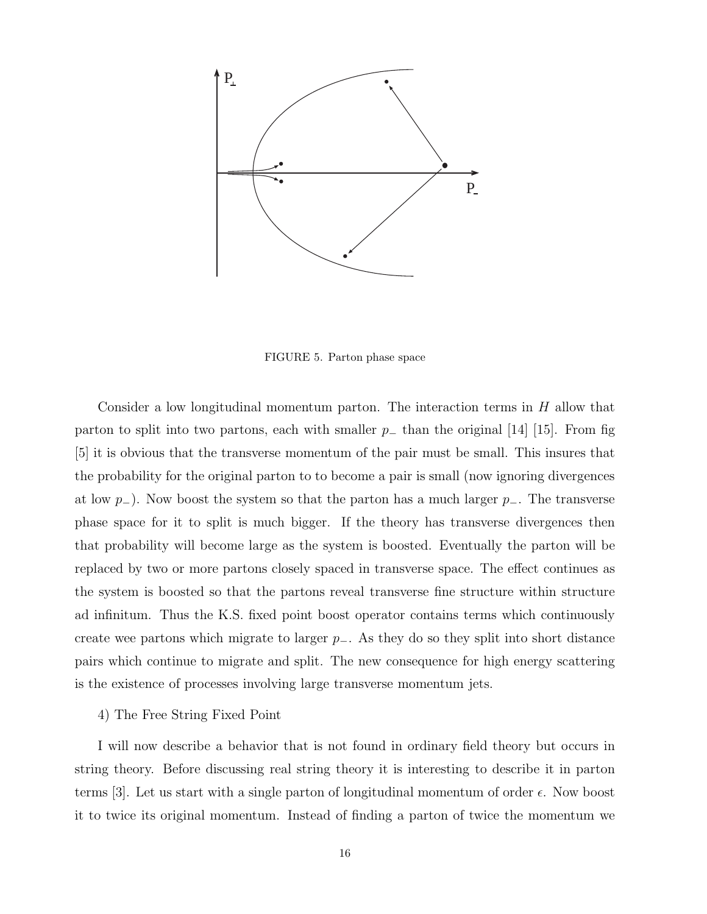FIGURE 5. Parton phase space

Consider a low longitudinal momentum parton. The interaction terms in $H$ allow that parton to split into two partons, each with smaller $p_-$ than the original [14] [15]. From fig [5] it is obvious that the transverse momentum of the pair must be small. This insures that the probability for the original parton to to become a pair is small (now ignoring divergences at low $p_-$). Now boost the system so that the parton has a much larger $p_-$. The transverse phase space for it to split is much bigger. If the theory has transverse divergences then that probability will become large as the system is boosted. Eventually the parton will be replaced by two or more partons closely spaced in transverse space. The effect continues as the system is boosted so that the partons reveal transverse fine structure within structure ad infinitum. Thus the K.S. fixed point boost operator contains terms which continuously create wee partons which migrate to larger $p_-$. As they do so they split into short distance pairs which continue to migrate and split. The new consequence for high energy scattering is the existence of processes involving large transverse momentum jets.

4) The Free String Fixed Point

I will now describe a behavior that is not found in ordinary field theory but occurs in string theory. Before discussing real string theory it is interesting to describe it in parton terms [3]. Let us start with a single parton of longitudinal momentum of order $\epsilon$. Now boost it to twice its original momentum. Instead of finding a parton of twice the momentum we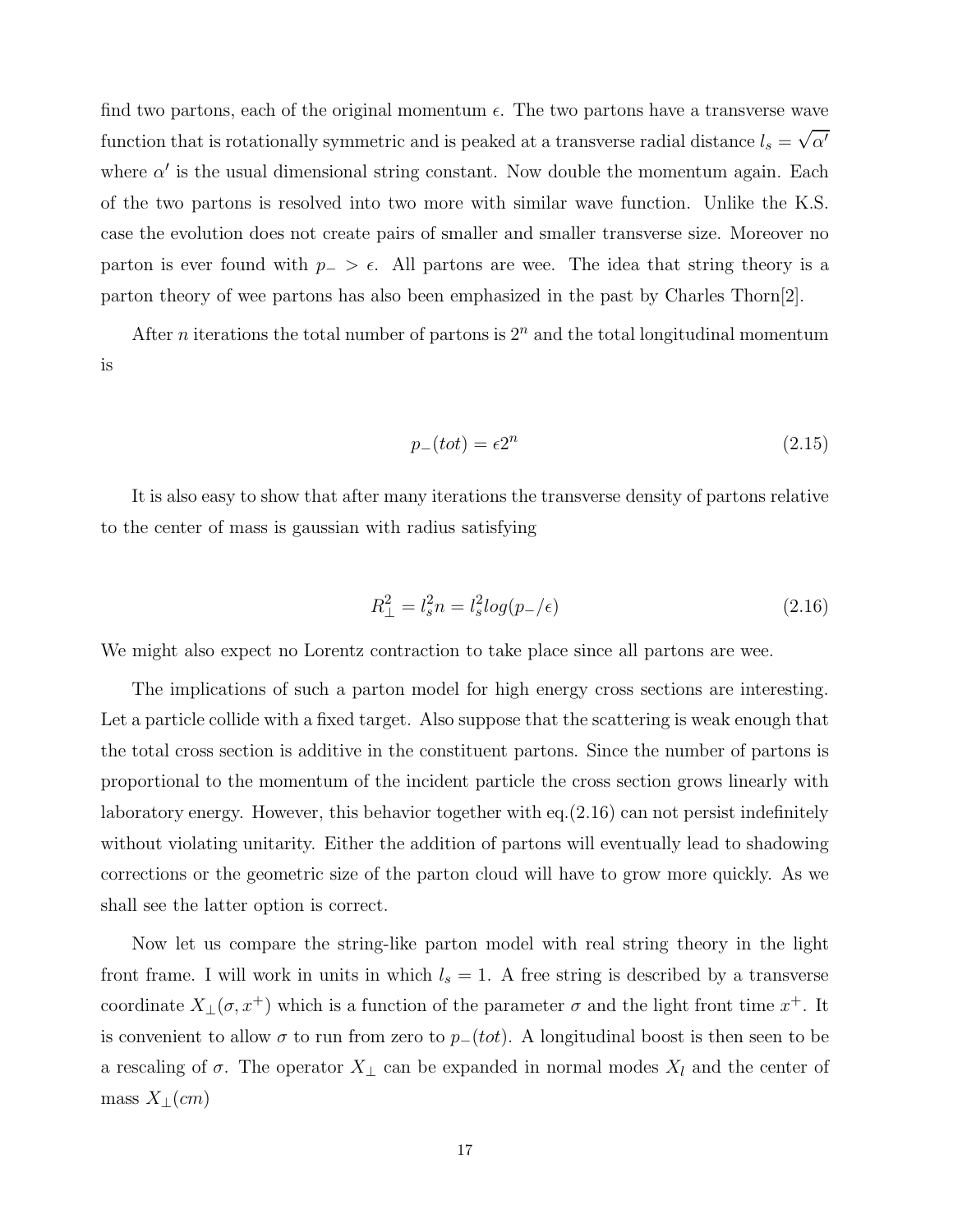find two partons, each of the original momentum $\epsilon$. The two partons have a transverse wave function that is rotationally symmetric and is peaked at a transverse radial distance $l_s = \sqrt{\alpha'}$ where $\alpha'$ is the usual dimensional string constant. Now double the momentum again. Each of the two partons is resolved into two more with similar wave function. Unlike the K.S. case the evolution does not create pairs of smaller and smaller transverse size. Moreover no parton is ever found with $p_- > \epsilon$. All partons are wee. The idea that string theory is a parton theory of wee partons has also been emphasized in the past by Charles Thorn[2].

After $n$ iterations the total number of partons is $2^n$ and the total longitudinal momentum is

$$p_-(tot) = \epsilon 2^n \tag{2.15}$$

It is also easy to show that after many iterations the transverse density of partons relative to the center of mass is gaussian with radius satisfying

$$R_\perp^2 = l_s^2 n = l_s^2 log(p_-/\epsilon) \tag{2.16}$$

We might also expect no Lorentz contraction to take place since all partons are wee.

The implications of such a parton model for high energy cross sections are interesting. Let a particle collide with a fixed target. Also suppose that the scattering is weak enough that the total cross section is additive in the constituent partons. Since the number of partons is proportional to the momentum of the incident particle the cross section grows linearly with laboratory energy. However, this behavior together with eq.(2.16) can not persist indefinitely without violating unitarity. Either the addition of partons will eventually lead to shadowing corrections or the geometric size of the parton cloud will have to grow more quickly. As we shall see the latter option is correct.

Now let us compare the string-like parton model with real string theory in the light front frame. I will work in units in which $l_s = 1$. A free string is described by a transverse coordinate $X_\perp(\sigma, x^+)$ which is a function of the parameter $\sigma$ and the light front time $x^+$. It is convenient to allow $\sigma$ to run from zero to $p_-(tot)$. A longitudinal boost is then seen to be a rescaling of $\sigma$. The operator $X_\perp$ can be expanded in normal modes $X_l$ and the center of mass $X_\perp(cm)$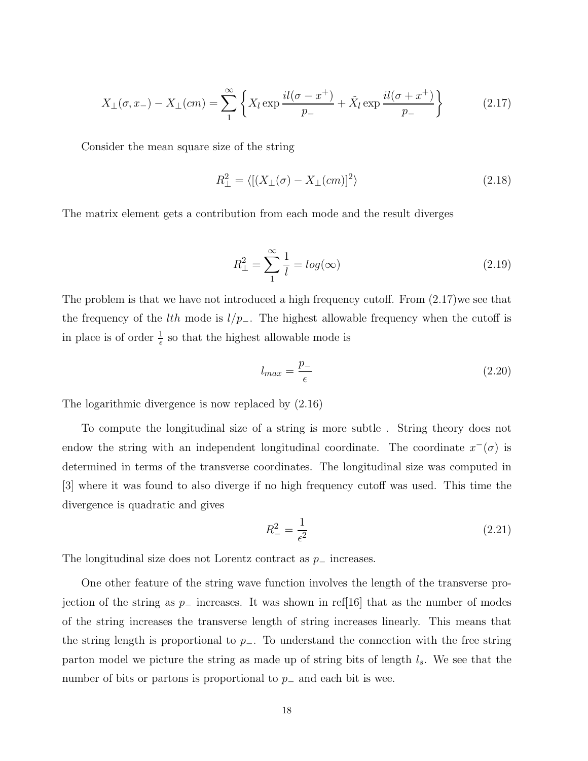$$X_{\perp}(\sigma, x_{-}) - X_{\perp}(cm) = \sum_{1}^{\infty} \left\{ X_l \exp \frac{il(\sigma - x^+)}{p_-} + \tilde{X}_l \exp \frac{il(\sigma + x^+)}{p_-} \right\} \tag{2.17}$$

Consider the mean square size of the string

$$R_{\perp}^2 = \langle [(X_{\perp}(\sigma) - X_{\perp}(cm)]^2 \rangle \tag{2.18}$$

The matrix element gets a contribution from each mode and the result diverges

$$R_{\perp}^2 = \sum_{1}^{\infty} \frac{1}{l} = log(\infty) \tag{2.19}$$

The problem is that we have not introduced a high frequency cutoff. From (2.17)we see that the frequency of the $lth$ mode is $l/p_-$. The highest allowable frequency when the cutoff is in place is of order $\frac{1}{\epsilon}$ so that the highest allowable mode is

$$l_{max} = \frac{p_-}{\epsilon} \tag{2.20}$$

The logarithmic divergence is now replaced by (2.16)

To compute the longitudinal size of a string is more subtle . String theory does not endow the string with an independent longitudinal coordinate. The coordinate $x^-(\sigma)$ is determined in terms of the transverse coordinates. The longitudinal size was computed in [3] where it was found to also diverge if no high frequency cutoff was used. This time the divergence is quadratic and gives

$$R_{-}^2 = \frac{1}{\epsilon^2} \tag{2.21}$$

The longitudinal size does not Lorentz contract as $p_-$ increases.

One other feature of the string wave function involves the length of the transverse projection of the string as $p_-$ increases. It was shown in ref[16] that as the number of modes of the string increases the transverse length of string increases linearly. This means that the string length is proportional to $p_-$. To understand the connection with the free string parton model we picture the string as made up of string bits of length $l_s$. We see that the number of bits or partons is proportional to $p_-$ and each bit is wee.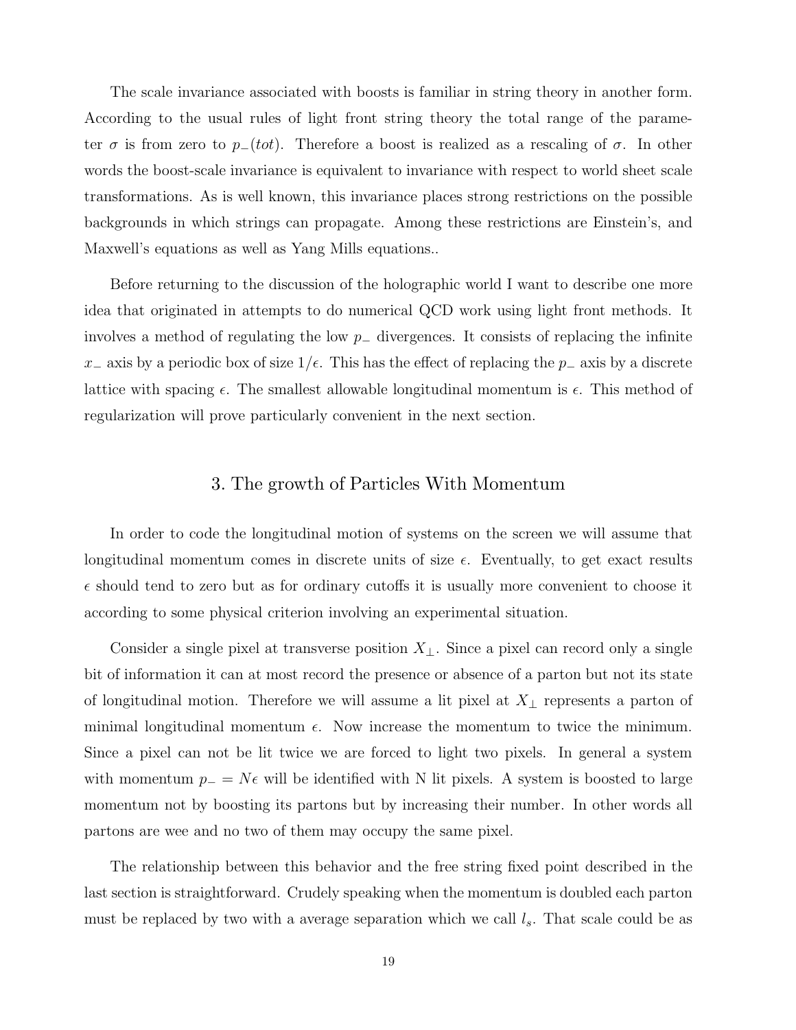The scale invariance associated with boosts is familiar in string theory in another form. According to the usual rules of light front string theory the total range of the parameter $\sigma$ is from zero to $p_{-}(tot)$. Therefore a boost is realized as a rescaling of $\sigma$. In other words the boost-scale invariance is equivalent to invariance with respect to world sheet scale transformations. As is well known, this invariance places strong restrictions on the possible backgrounds in which strings can propagate. Among these restrictions are Einstein's, and Maxwell's equations as well as Yang Mills equations..

Before returning to the discussion of the holographic world I want to describe one more idea that originated in attempts to do numerical QCD work using light front methods. It involves a method of regulating the low $p_{-}$ divergences. It consists of replacing the infinite $x_{-}$ axis by a periodic box of size $1/\epsilon$. This has the effect of replacing the $p_{-}$ axis by a discrete lattice with spacing $\epsilon$. The smallest allowable longitudinal momentum is $\epsilon$. This method of regularization will prove particularly convenient in the next section.

## 3. The growth of Particles With Momentum

In order to code the longitudinal motion of systems on the screen we will assume that longitudinal momentum comes in discrete units of size $\epsilon$. Eventually, to get exact results $\epsilon$ should tend to zero but as for ordinary cutoffs it is usually more convenient to choose it according to some physical criterion involving an experimental situation.

Consider a single pixel at transverse position $X_{\perp}$. Since a pixel can record only a single bit of information it can at most record the presence or absence of a parton but not its state of longitudinal motion. Therefore we will assume a lit pixel at $X_{\perp}$ represents a parton of minimal longitudinal momentum $\epsilon$. Now increase the momentum to twice the minimum. Since a pixel can not be lit twice we are forced to light two pixels. In general a system with momentum $p_{-} = N\epsilon$ will be identified with N lit pixels. A system is boosted to large momentum not by boosting its partons but by increasing their number. In other words all partons are wee and no two of them may occupy the same pixel.

The relationship between this behavior and the free string fixed point described in the last section is straightforward. Crudely speaking when the momentum is doubled each parton must be replaced by two with a average separation which we call $l_s$. That scale could be as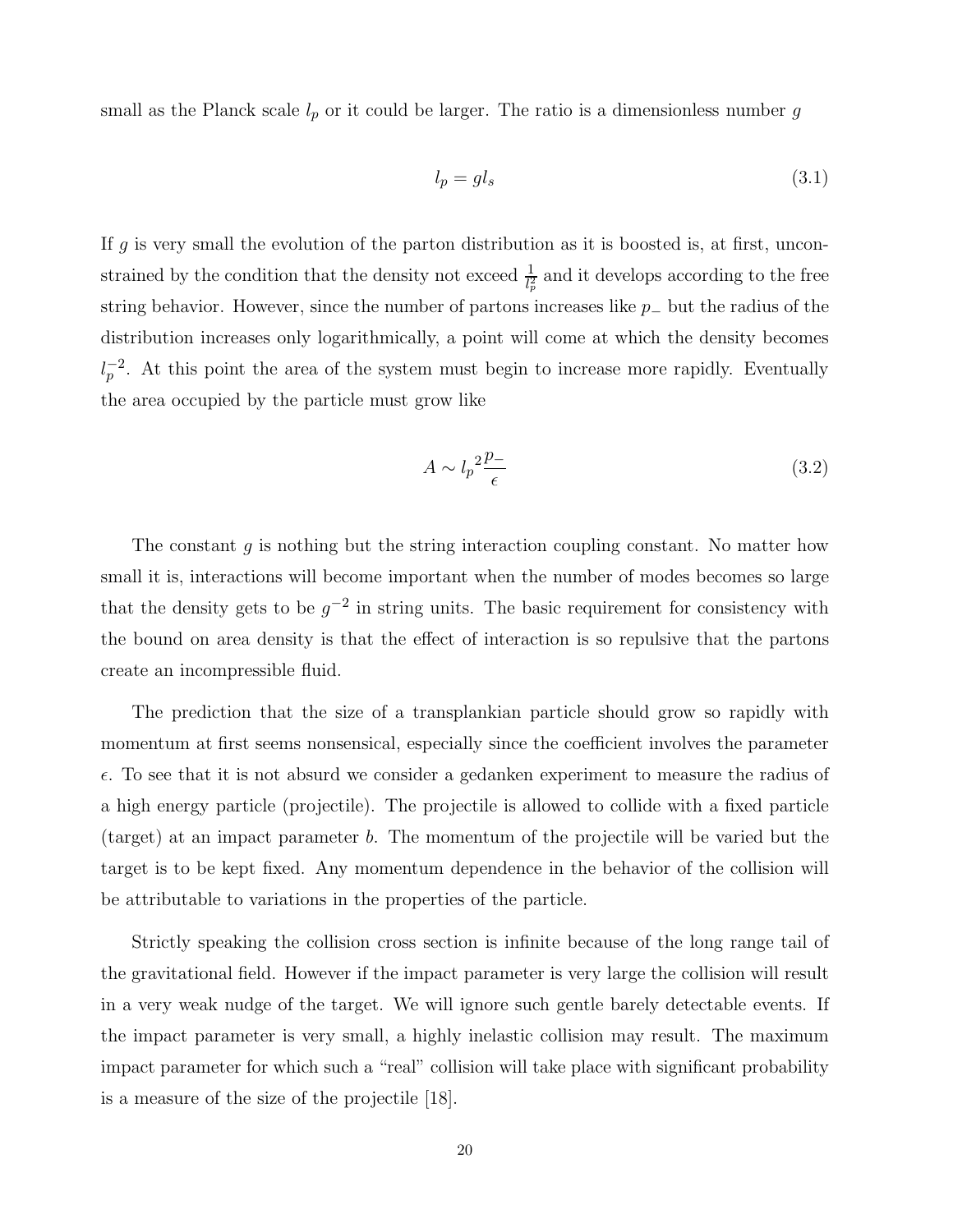small as the Planck scale $l_p$ or it could be larger. The ratio is a dimensionless number $g$

$$l_p = g l_s \tag{3.1}$$

If $g$ is very small the evolution of the parton distribution as it is boosted is, at first, unconstrained by the condition that the density not exceed $\frac{1}{l_p^2}$ and it develops according to the free string behavior. However, since the number of partons increases like $p_-$ but the radius of the distribution increases only logarithmically, a point will come at which the density becomes $l_p^{-2}$. At this point the area of the system must begin to increase more rapidly. Eventually the area occupied by the particle must grow like

$$A \sim {l_p}^2 \frac{p_-}{\epsilon} \tag{3.2}$$

The constant $g$ is nothing but the string interaction coupling constant. No matter how small it is, interactions will become important when the number of modes becomes so large that the density gets to be $g^{-2}$ in string units. The basic requirement for consistency with the bound on area density is that the effect of interaction is so repulsive that the partons create an incompressible fluid.

The prediction that the size of a transplankian particle should grow so rapidly with momentum at first seems nonsensical, especially since the coefficient involves the parameter $\epsilon$. To see that it is not absurd we consider a gedanken experiment to measure the radius of a high energy particle (projectile). The projectile is allowed to collide with a fixed particle (target) at an impact parameter $b$. The momentum of the projectile will be varied but the target is to be kept fixed. Any momentum dependence in the behavior of the collision will be attributable to variations in the properties of the particle.

Strictly speaking the collision cross section is infinite because of the long range tail of the gravitational field. However if the impact parameter is very large the collision will result in a very weak nudge of the target. We will ignore such gentle barely detectable events. If the impact parameter is very small, a highly inelastic collision may result. The maximum impact parameter for which such a "real" collision will take place with significant probability is a measure of the size of the projectile [18].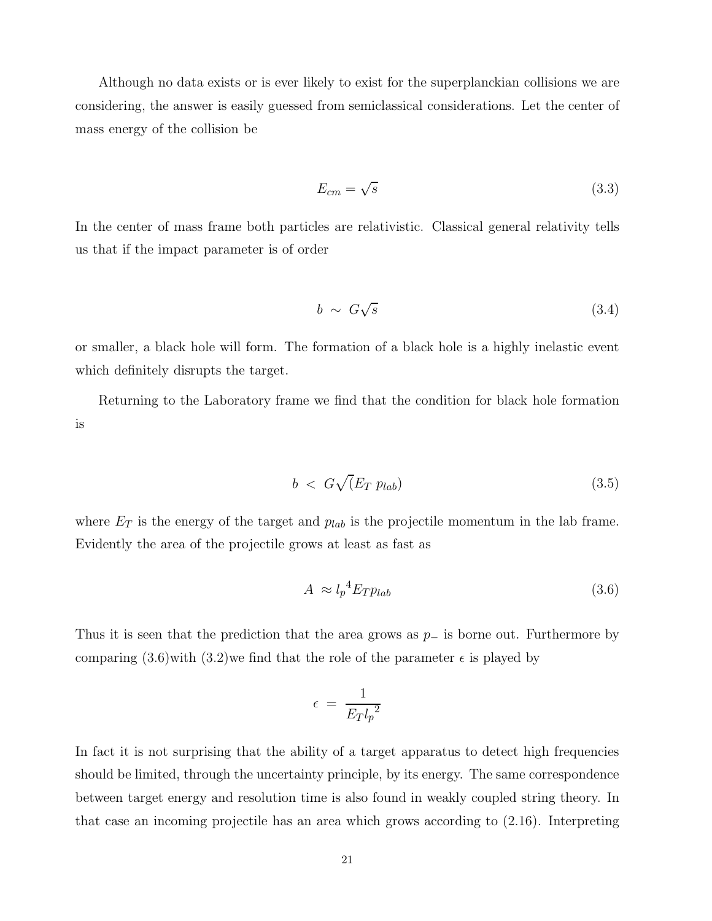Although no data exists or is ever likely to exist for the superplanckian collisions we are considering, the answer is easily guessed from semiclassical considerations. Let the center of mass energy of the collision be

$$E_{cm} = \sqrt{s} \tag{3.3}$$

In the center of mass frame both particles are relativistic. Classical general relativity tells us that if the impact parameter is of order

$$b \sim G\sqrt{s} \tag{3.4}$$

or smaller, a black hole will form. The formation of a black hole is a highly inelastic event which definitely disrupts the target.

Returning to the Laboratory frame we find that the condition for black hole formation is

$$b < G\sqrt{(}E_T \, p_{lab}) \tag{3.5}$$

where $E_T$ is the energy of the target and $p_{lab}$ is the projectile momentum in the lab frame. Evidently the area of the projectile grows at least as fast as

$$A \approx {l_p}^4 E_T p_{lab} \tag{3.6}$$

Thus it is seen that the prediction that the area grows as $p_-$ is borne out. Furthermore by comparing (3.6)with (3.2)we find that the role of the parameter $\epsilon$ is played by

$$\epsilon = \frac{1}{E_T {l_p}^2}$$

In fact it is not surprising that the ability of a target apparatus to detect high frequencies should be limited, through the uncertainty principle, by its energy. The same correspondence between target energy and resolution time is also found in weakly coupled string theory. In that case an incoming projectile has an area which grows according to (2.16). Interpreting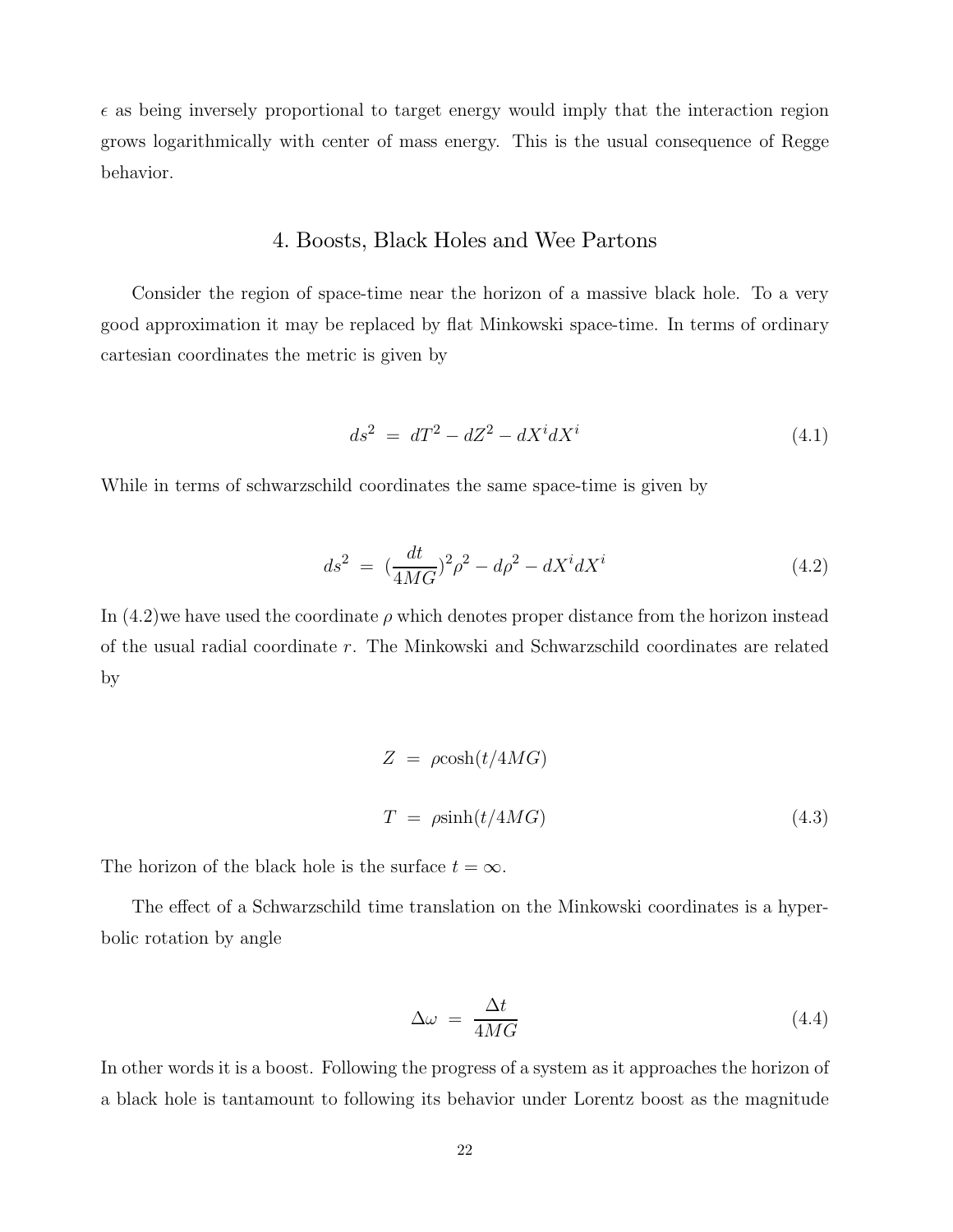$\epsilon$ as being inversely proportional to target energy would imply that the interaction region grows logarithmically with center of mass energy. This is the usual consequence of Regge behavior.

## 4. Boosts, Black Holes and Wee Partons

Consider the region of space-time near the horizon of a massive black hole. To a very good approximation it may be replaced by flat Minkowski space-time. In terms of ordinary cartesian coordinates the metric is given by

$$ds^2 = dT^2 - dZ^2 - dX^i dX^i \tag{4.1}$$

While in terms of schwarzschild coordinates the same space-time is given by

$$ds^2 = (\frac{dt}{4MG})^2 \rho^2 - d\rho^2 - dX^i dX^i \tag{4.2}$$

In (4.2)we have used the coordinate $\rho$ which denotes proper distance from the horizon instead of the usual radial coordinate $r$. The Minkowski and Schwarzschild coordinates are related by

$$\begin{aligned} Z &= \rho \cosh(t/4MG) \\ T &= \rho \sinh(t/4MG) \end{aligned} \tag{4.3}$$

The horizon of the black hole is the surface $t = \infty$.

The effect of a Schwarzschild time translation on the Minkowski coordinates is a hyperbolic rotation by angle

$$\Delta\omega = \frac{\Delta t}{4MG} \tag{4.4}$$

In other words it is a boost. Following the progress of a system as it approaches the horizon of a black hole is tantamount to following its behavior under Lorentz boost as the magnitude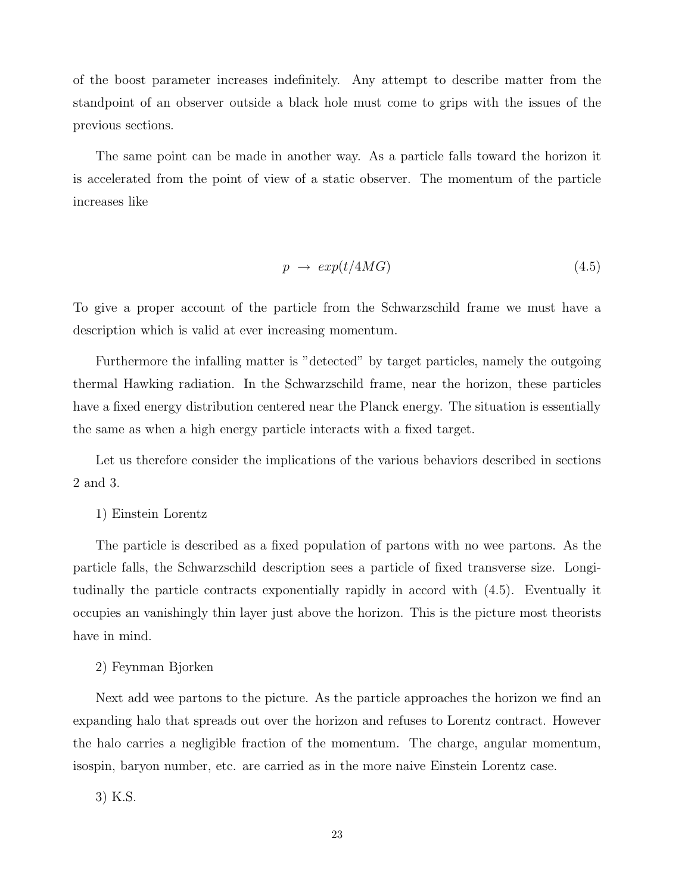of the boost parameter increases indefinitely. Any attempt to describe matter from the standpoint of an observer outside a black hole must come to grips with the issues of the previous sections.

The same point can be made in another way. As a particle falls toward the horizon it is accelerated from the point of view of a static observer. The momentum of the particle increases like

$$p \rightarrow exp(t/4MG) \tag{4.5}$$

To give a proper account of the particle from the Schwarzschild frame we must have a description which is valid at ever increasing momentum.

Furthermore the infalling matter is "detected" by target particles, namely the outgoing thermal Hawking radiation. In the Schwarzschild frame, near the horizon, these particles have a fixed energy distribution centered near the Planck energy. The situation is essentially the same as when a high energy particle interacts with a fixed target.

Let us therefore consider the implications of the various behaviors described in sections 2 and 3.

1) Einstein Lorentz

The particle is described as a fixed population of partons with no wee partons. As the particle falls, the Schwarzschild description sees a particle of fixed transverse size. Longitudinally the particle contracts exponentially rapidly in accord with (4.5). Eventually it occupies an vanishingly thin layer just above the horizon. This is the picture most theorists have in mind.

2) Feynman Bjorken

Next add wee partons to the picture. As the particle approaches the horizon we find an expanding halo that spreads out over the horizon and refuses to Lorentz contract. However the halo carries a negligible fraction of the momentum. The charge, angular momentum, isospin, baryon number, etc. are carried as in the more naive Einstein Lorentz case.

3) K.S.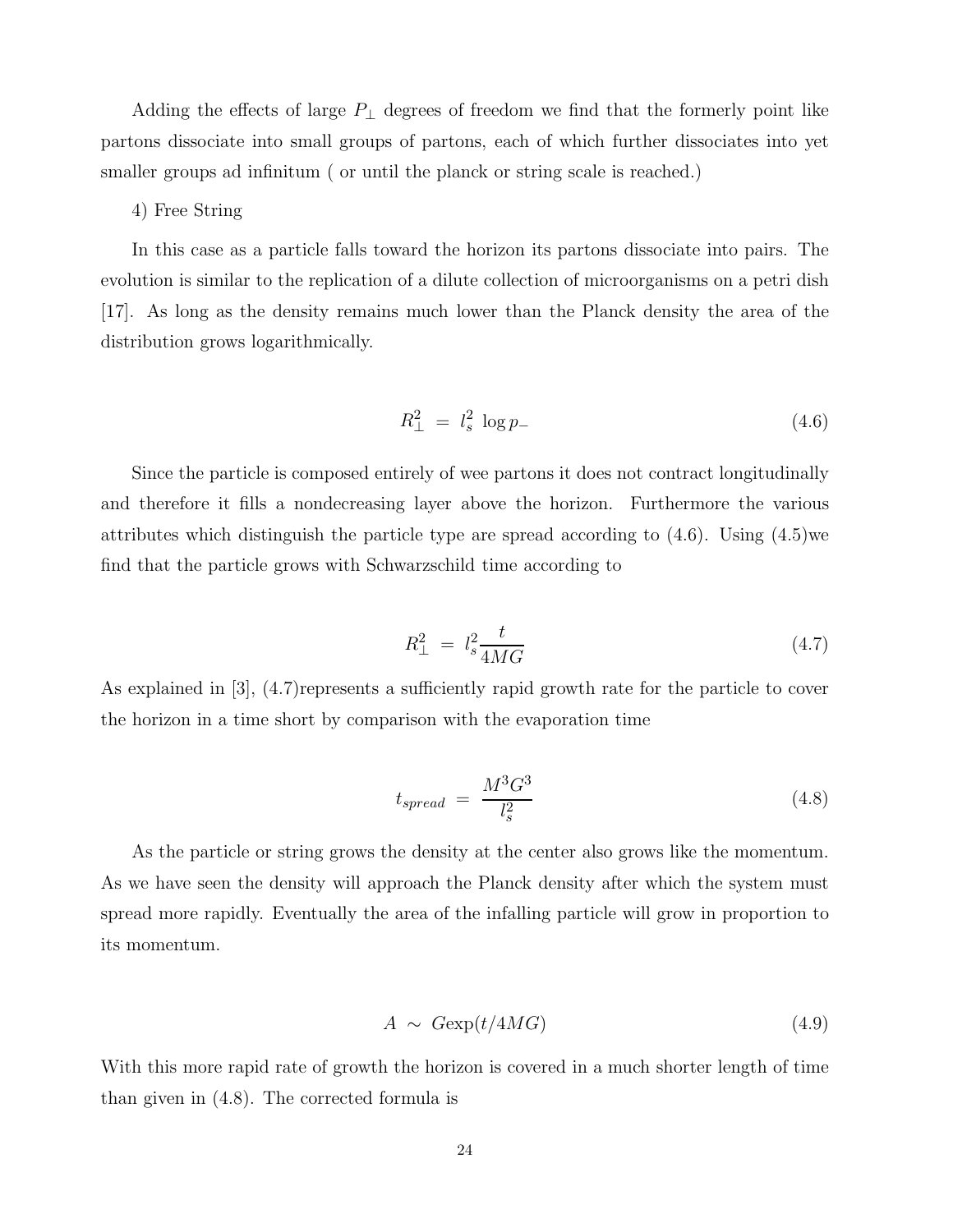Adding the effects of large $P_\perp$ degrees of freedom we find that the formerly point like partons dissociate into small groups of partons, each of which further dissociates into yet smaller groups ad infinitum ( or until the planck or string scale is reached.)

4) Free String

In this case as a particle falls toward the horizon its partons dissociate into pairs. The evolution is similar to the replication of a dilute collection of microorganisms on a petri dish [17]. As long as the density remains much lower than the Planck density the area of the distribution grows logarithmically.

$$R_\perp^2 \;=\; l_s^2 \;\log p_- \tag{4.6}$$

Since the particle is composed entirely of wee partons it does not contract longitudinally and therefore it fills a nondecreasing layer above the horizon. Furthermore the various attributes which distinguish the particle type are spread according to (4.6). Using (4.5)we find that the particle grows with Schwarzschild time according to

$$R_\perp^2 \;=\; l_s^2 \frac{t}{4MG} \tag{4.7}$$

As explained in [3], (4.7)represents a sufficiently rapid growth rate for the particle to cover the horizon in a time short by comparison with the evaporation time

$$t_{spread} \;=\; \frac{M^3G^3}{l_s^2} \tag{4.8}$$

As the particle or string grows the density at the center also grows like the momentum. As we have seen the density will approach the Planck density after which the system must spread more rapidly. Eventually the area of the infalling particle will grow in proportion to its momentum.

$$A \;\sim\; G\exp(t/4MG) \tag{4.9}$$

With this more rapid rate of growth the horizon is covered in a much shorter length of time than given in (4.8). The corrected formula is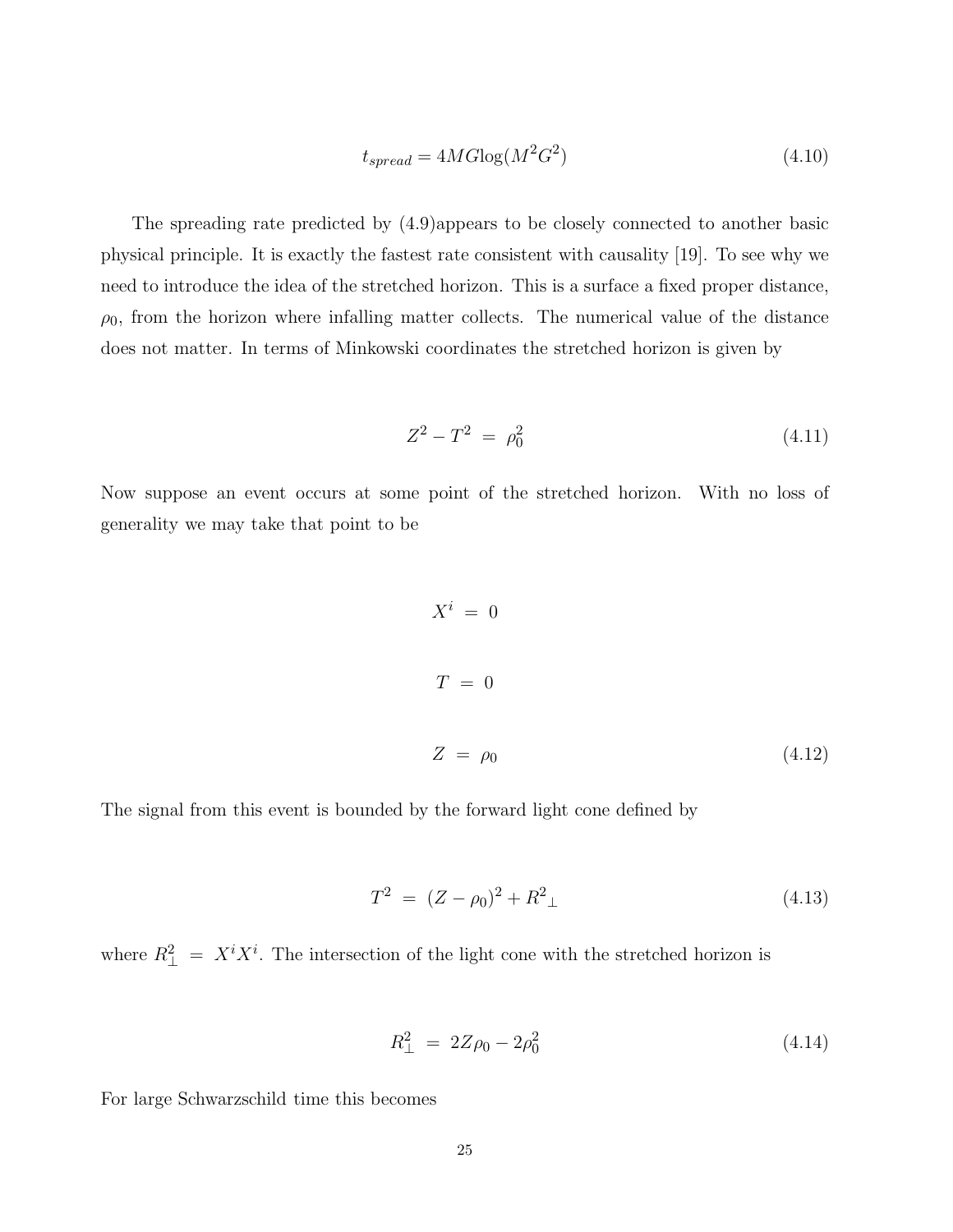$$t_{spread} = 4MG\log(M^2G^2) \tag{4.10}$$

The spreading rate predicted by (4.9)appears to be closely connected to another basic physical principle. It is exactly the fastest rate consistent with causality [19]. To see why we need to introduce the idea of the stretched horizon. This is a surface a fixed proper distance, $\rho_0$, from the horizon where infalling matter collects. The numerical value of the distance does not matter. In terms of Minkowski coordinates the stretched horizon is given by

$$Z^2 - T^2 \; = \; \rho_0^2 \tag{4.11}$$

Now suppose an event occurs at some point of the stretched horizon. With no loss of generality we may take that point to be

$$\begin{aligned} X^i \; &= \; 0 \\ T \; &= \; 0 \\ Z \; &= \; \rho_0 \end{aligned} \tag{4.12}$$

The signal from this event is bounded by the forward light cone defined by

$$T^2 \; = \; (Z - \rho_0)^2 + R^2{}_\perp \tag{4.13}$$

where $R_\perp^2 \; = \; X^i X^i$. The intersection of the light cone with the stretched horizon is

$$R_\perp^2 \; = \; 2Z\rho_0 - 2\rho_0^2 \tag{4.14}$$

For large Schwarzschild time this becomes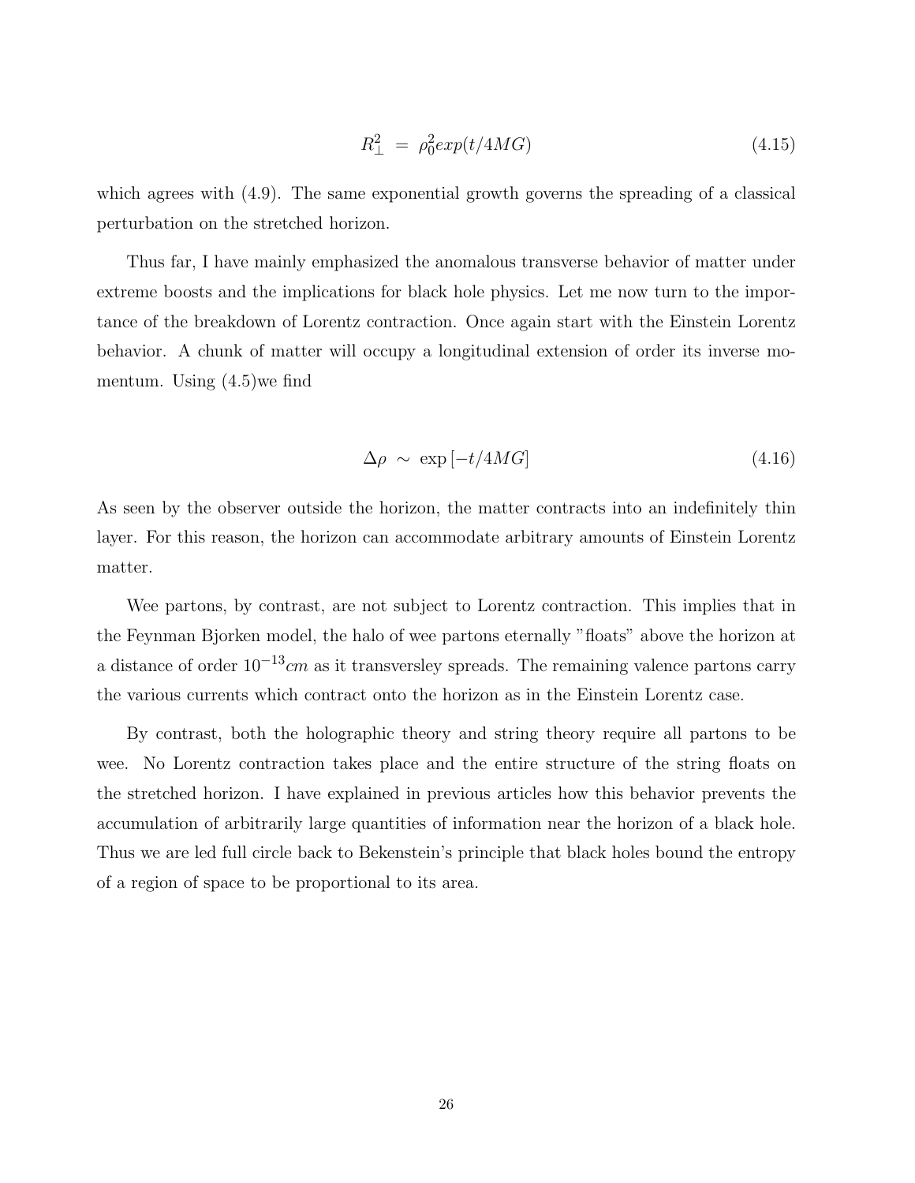$$R_\perp^2 \ = \ \rho_0^2 exp(t/4MG) \tag{4.15}$$

which agrees with (4.9). The same exponential growth governs the spreading of a classical perturbation on the stretched horizon.

Thus far, I have mainly emphasized the anomalous transverse behavior of matter under extreme boosts and the implications for black hole physics. Let me now turn to the importance of the breakdown of Lorentz contraction. Once again start with the Einstein Lorentz behavior. A chunk of matter will occupy a longitudinal extension of order its inverse momentum. Using (4.5)we find

$$\Delta\rho \ \sim \ \exp\left[-t/4MG\right] \tag{4.16}$$

As seen by the observer outside the horizon, the matter contracts into an indefinitely thin layer. For this reason, the horizon can accommodate arbitrary amounts of Einstein Lorentz matter.

Wee partons, by contrast, are not subject to Lorentz contraction. This implies that in the Feynman Bjorken model, the halo of wee partons eternally "floats" above the horizon at a distance of order $10^{-13}cm$ as it transversley spreads. The remaining valence partons carry the various currents which contract onto the horizon as in the Einstein Lorentz case.

By contrast, both the holographic theory and string theory require all partons to be wee. No Lorentz contraction takes place and the entire structure of the string floats on the stretched horizon. I have explained in previous articles how this behavior prevents the accumulation of arbitrarily large quantities of information near the horizon of a black hole. Thus we are led full circle back to Bekenstein's principle that black holes bound the entropy of a region of space to be proportional to its area.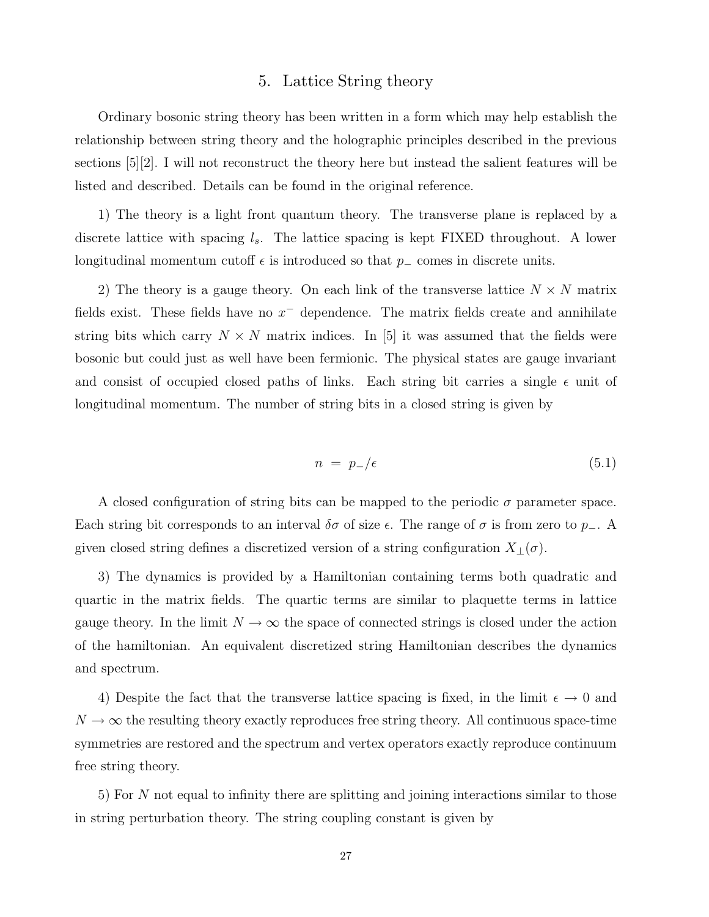## 5. Lattice String theory

Ordinary bosonic string theory has been written in a form which may help establish the relationship between string theory and the holographic principles described in the previous sections [5][2]. I will not reconstruct the theory here but instead the salient features will be listed and described. Details can be found in the original reference.

1) The theory is a light front quantum theory. The transverse plane is replaced by a discrete lattice with spacing $l_s$. The lattice spacing is kept FIXED throughout. A lower longitudinal momentum cutoff $\epsilon$ is introduced so that $p_-$ comes in discrete units.

2) The theory is a gauge theory. On each link of the transverse lattice $N \times N$ matrix fields exist. These fields have no $x^-$ dependence. The matrix fields create and annihilate string bits which carry $N \times N$ matrix indices. In [5] it was assumed that the fields were bosonic but could just as well have been fermionic. The physical states are gauge invariant and consist of occupied closed paths of links. Each string bit carries a single $\epsilon$ unit of longitudinal momentum. The number of string bits in a closed string is given by

$$n = p_-/\epsilon \tag{5.1}$$

A closed configuration of string bits can be mapped to the periodic $\sigma$ parameter space. Each string bit corresponds to an interval $\delta\sigma$ of size $\epsilon$. The range of $\sigma$ is from zero to $p_-$. A given closed string defines a discretized version of a string configuration $X_\perp(\sigma)$.

3) The dynamics is provided by a Hamiltonian containing terms both quadratic and quartic in the matrix fields. The quartic terms are similar to plaquette terms in lattice gauge theory. In the limit $N \to \infty$ the space of connected strings is closed under the action of the hamiltonian. An equivalent discretized string Hamiltonian describes the dynamics and spectrum.

4) Despite the fact that the transverse lattice spacing is fixed, in the limit $\epsilon \to 0$ and $N \to \infty$ the resulting theory exactly reproduces free string theory. All continuous space-time symmetries are restored and the spectrum and vertex operators exactly reproduce continuum free string theory.

5) For $N$ not equal to infinity there are splitting and joining interactions similar to those in string perturbation theory. The string coupling constant is given by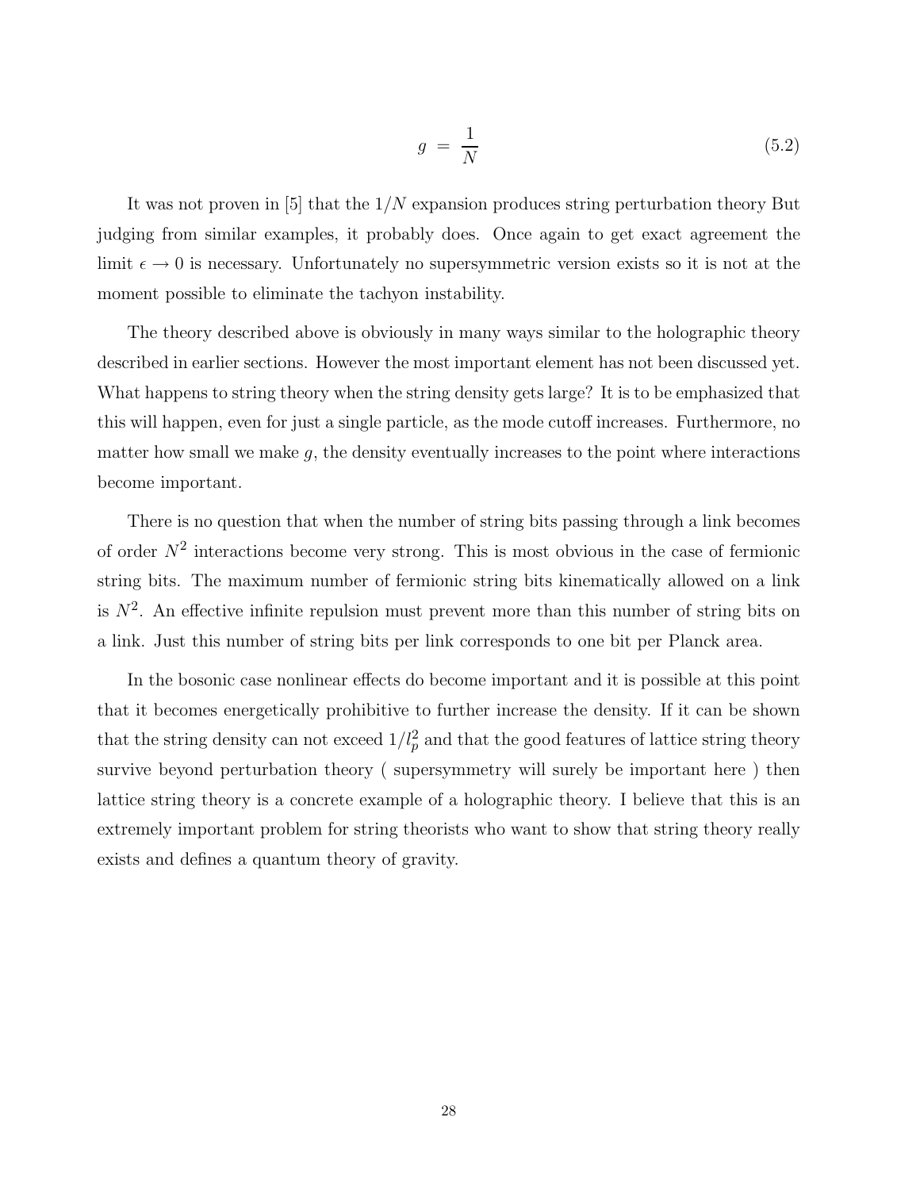$$g = \frac{1}{N} \tag{5.2}$$

It was not proven in [5] that the $1/N$ expansion produces string perturbation theory But judging from similar examples, it probably does. Once again to get exact agreement the limit $\epsilon \to 0$ is necessary. Unfortunately no supersymmetric version exists so it is not at the moment possible to eliminate the tachyon instability.

The theory described above is obviously in many ways similar to the holographic theory described in earlier sections. However the most important element has not been discussed yet. What happens to string theory when the string density gets large? It is to be emphasized that this will happen, even for just a single particle, as the mode cutoff increases. Furthermore, no matter how small we make $g$, the density eventually increases to the point where interactions become important.

There is no question that when the number of string bits passing through a link becomes of order $N^2$ interactions become very strong. This is most obvious in the case of fermionic string bits. The maximum number of fermionic string bits kinematically allowed on a link is $N^2$. An effective infinite repulsion must prevent more than this number of string bits on a link. Just this number of string bits per link corresponds to one bit per Planck area.

In the bosonic case nonlinear effects do become important and it is possible at this point that it becomes energetically prohibitive to further increase the density. If it can be shown that the string density can not exceed $1/l_p^2$ and that the good features of lattice string theory survive beyond perturbation theory ( supersymmetry will surely be important here ) then lattice string theory is a concrete example of a holographic theory. I believe that this is an extremely important problem for string theorists who want to show that string theory really exists and defines a quantum theory of gravity.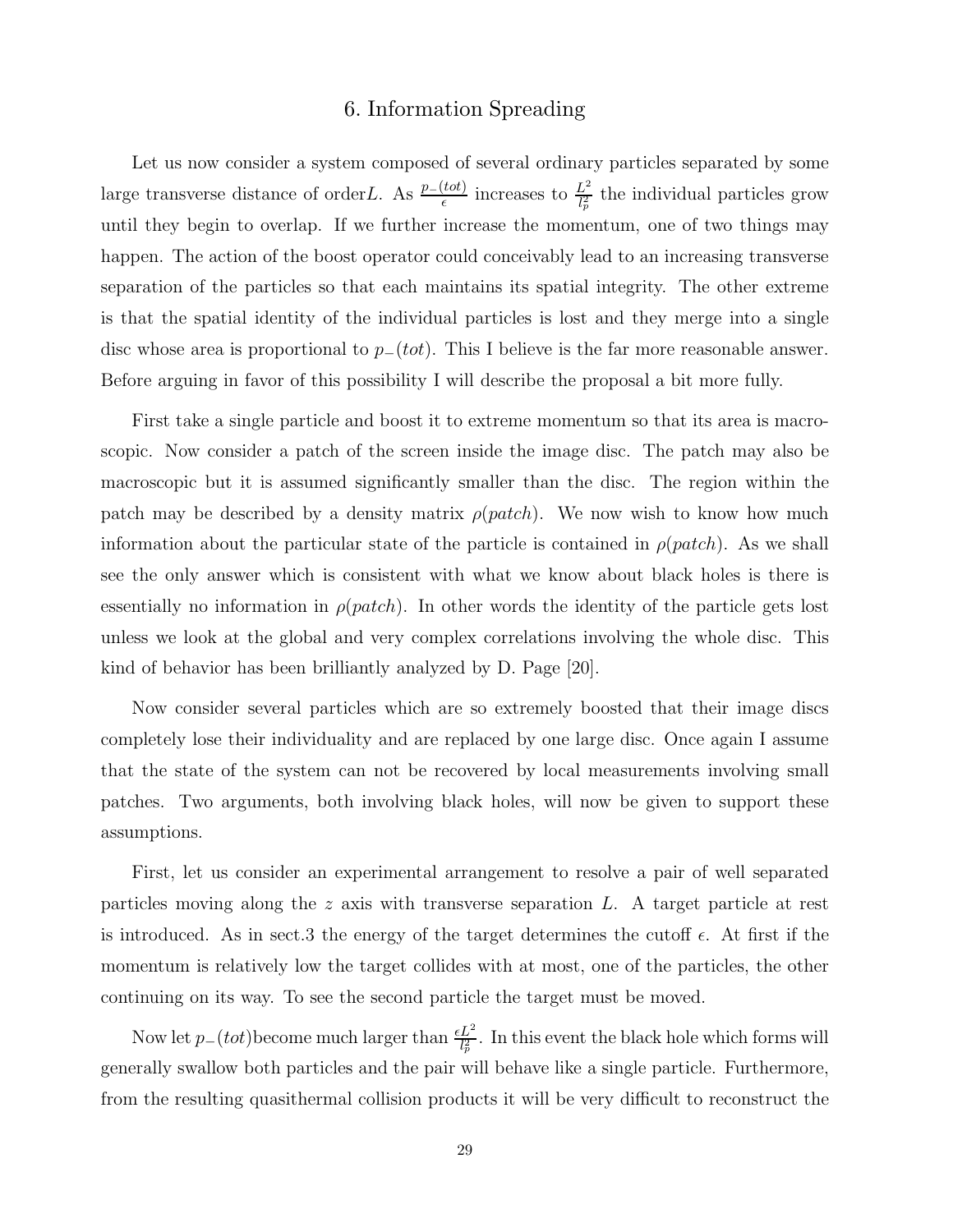## 6. Information Spreading

Let us now consider a system composed of several ordinary particles separated by some large transverse distance of order$L$. As $\frac{p_-(tot)}{\epsilon}$ increases to $\frac{L^2}{l_p^2}$ the individual particles grow until they begin to overlap. If we further increase the momentum, one of two things may happen. The action of the boost operator could conceivably lead to an increasing transverse separation of the particles so that each maintains its spatial integrity. The other extreme is that the spatial identity of the individual particles is lost and they merge into a single disc whose area is proportional to $p_-(tot)$. This I believe is the far more reasonable answer. Before arguing in favor of this possibility I will describe the proposal a bit more fully.

First take a single particle and boost it to extreme momentum so that its area is macroscopic. Now consider a patch of the screen inside the image disc. The patch may also be macroscopic but it is assumed significantly smaller than the disc. The region within the patch may be described by a density matrix $\rho(patch)$. We now wish to know how much information about the particular state of the particle is contained in $\rho(patch)$. As we shall see the only answer which is consistent with what we know about black holes is there is essentially no information in $\rho(patch)$. In other words the identity of the particle gets lost unless we look at the global and very complex correlations involving the whole disc. This kind of behavior has been brilliantly analyzed by D. Page [20].

Now consider several particles which are so extremely boosted that their image discs completely lose their individuality and are replaced by one large disc. Once again I assume that the state of the system can not be recovered by local measurements involving small patches. Two arguments, both involving black holes, will now be given to support these assumptions.

First, let us consider an experimental arrangement to resolve a pair of well separated particles moving along the $z$ axis with transverse separation $L$. A target particle at rest is introduced. As in sect.3 the energy of the target determines the cutoff $\epsilon$. At first if the momentum is relatively low the target collides with at most, one of the particles, the other continuing on its way. To see the second particle the target must be moved.

Now let $p_-(tot)$become much larger than $\frac{\epsilon L^2}{l_p^2}$. In this event the black hole which forms will generally swallow both particles and the pair will behave like a single particle. Furthermore, from the resulting quasithermal collision products it will be very difficult to reconstruct the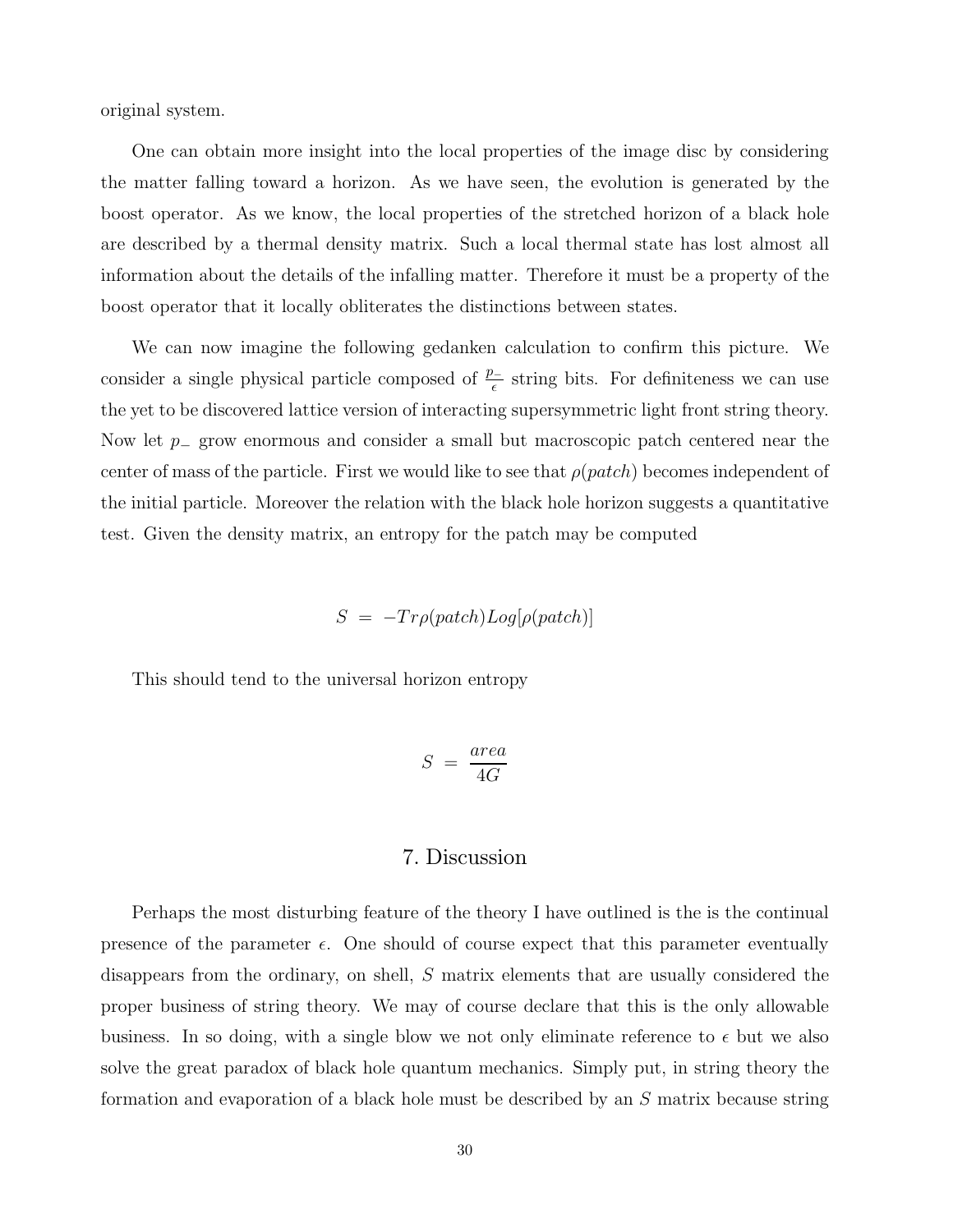original system.

One can obtain more insight into the local properties of the image disc by considering the matter falling toward a horizon. As we have seen, the evolution is generated by the boost operator. As we know, the local properties of the stretched horizon of a black hole are described by a thermal density matrix. Such a local thermal state has lost almost all information about the details of the infalling matter. Therefore it must be a property of the boost operator that it locally obliterates the distinctions between states.

We can now imagine the following gedanken calculation to confirm this picture. We consider a single physical particle composed of $\frac{p_-}{\epsilon}$ string bits. For definiteness we can use the yet to be discovered lattice version of interacting supersymmetric light front string theory. Now let $p_-$ grow enormous and consider a small but macroscopic patch centered near the center of mass of the particle. First we would like to see that $\rho(patch)$ becomes independent of the initial particle. Moreover the relation with the black hole horizon suggests a quantitative test. Given the density matrix, an entropy for the patch may be computed

$$S \ = \ -Tr\rho(patch)Log[\rho(patch)]$$

This should tend to the universal horizon entropy

$$S \ = \ \frac{area}{4G}$$

## 7. Discussion

Perhaps the most disturbing feature of the theory I have outlined is the is the continual presence of the parameter $\epsilon$. One should of course expect that this parameter eventually disappears from the ordinary, on shell, $S$ matrix elements that are usually considered the proper business of string theory. We may of course declare that this is the only allowable business. In so doing, with a single blow we not only eliminate reference to $\epsilon$ but we also solve the great paradox of black hole quantum mechanics. Simply put, in string theory the formation and evaporation of a black hole must be described by an $S$ matrix because string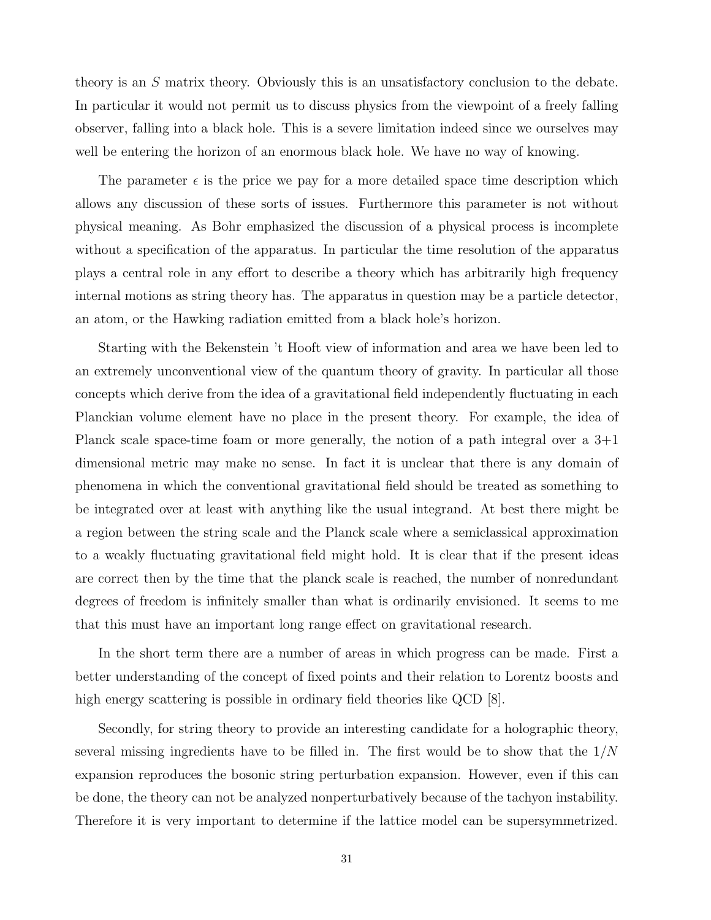theory is an $S$ matrix theory. Obviously this is an unsatisfactory conclusion to the debate. In particular it would not permit us to discuss physics from the viewpoint of a freely falling observer, falling into a black hole. This is a severe limitation indeed since we ourselves may well be entering the horizon of an enormous black hole. We have no way of knowing.

The parameter $\epsilon$ is the price we pay for a more detailed space time description which allows any discussion of these sorts of issues. Furthermore this parameter is not without physical meaning. As Bohr emphasized the discussion of a physical process is incomplete without a specification of the apparatus. In particular the time resolution of the apparatus plays a central role in any effort to describe a theory which has arbitrarily high frequency internal motions as string theory has. The apparatus in question may be a particle detector, an atom, or the Hawking radiation emitted from a black hole's horizon.

Starting with the Bekenstein 't Hooft view of information and area we have been led to an extremely unconventional view of the quantum theory of gravity. In particular all those concepts which derive from the idea of a gravitational field independently fluctuating in each Planckian volume element have no place in the present theory. For example, the idea of Planck scale space-time foam or more generally, the notion of a path integral over a 3+1 dimensional metric may make no sense. In fact it is unclear that there is any domain of phenomena in which the conventional gravitational field should be treated as something to be integrated over at least with anything like the usual integrand. At best there might be a region between the string scale and the Planck scale where a semiclassical approximation to a weakly fluctuating gravitational field might hold. It is clear that if the present ideas are correct then by the time that the planck scale is reached, the number of nonredundant degrees of freedom is infinitely smaller than what is ordinarily envisioned. It seems to me that this must have an important long range effect on gravitational research.

In the short term there are a number of areas in which progress can be made. First a better understanding of the concept of fixed points and their relation to Lorentz boosts and high energy scattering is possible in ordinary field theories like QCD [8].

Secondly, for string theory to provide an interesting candidate for a holographic theory, several missing ingredients have to be filled in. The first would be to show that the $1/N$ expansion reproduces the bosonic string perturbation expansion. However, even if this can be done, the theory can not be analyzed nonperturbatively because of the tachyon instability. Therefore it is very important to determine if the lattice model can be supersymmetrized.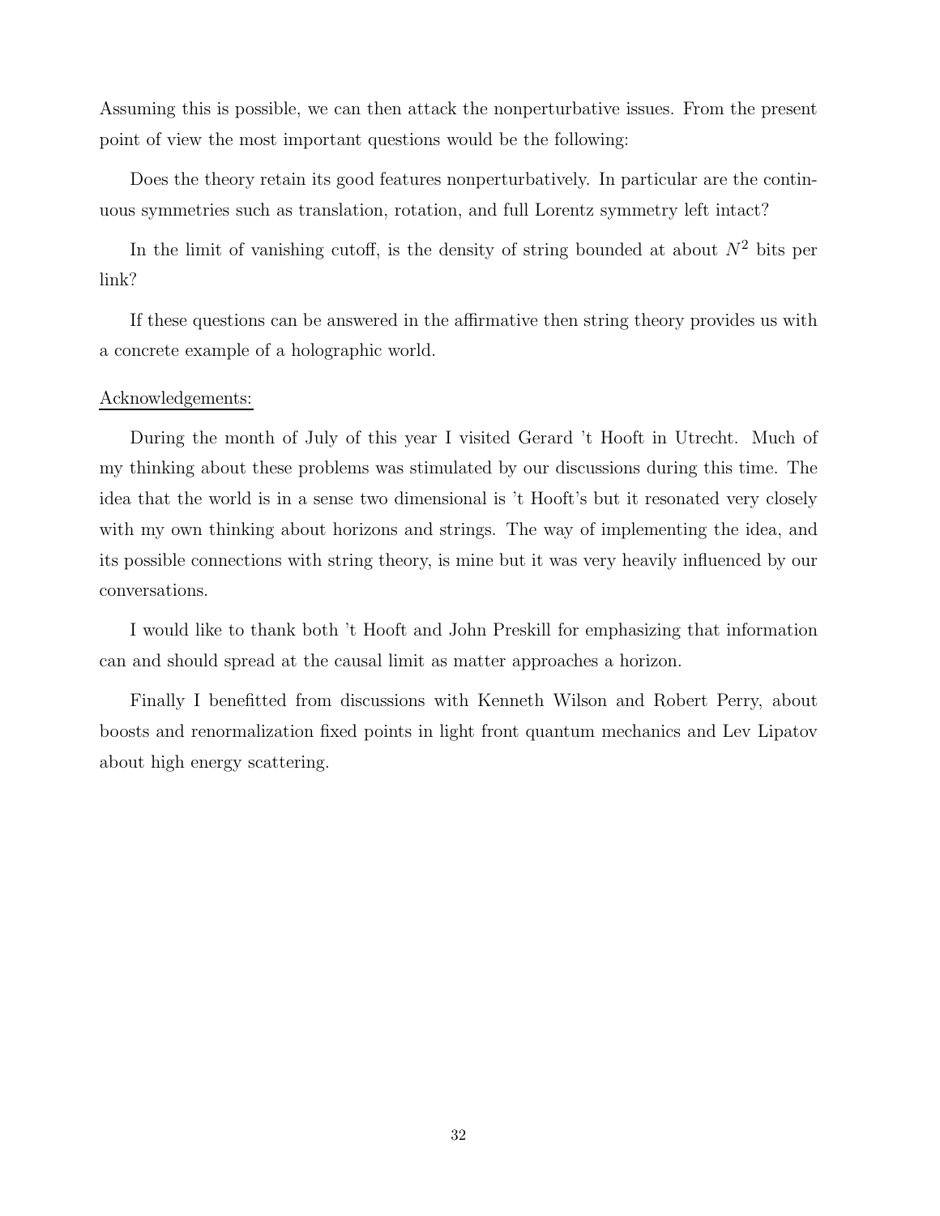Assuming this is possible, we can then attack the nonperturbative issues. From the present point of view the most important questions would be the following:

Does the theory retain its good features nonperturbatively. In particular are the continuous symmetries such as translation, rotation, and full Lorentz symmetry left intact?

In the limit of vanishing cutoff, is the density of string bounded at about $N^2$ bits per link?

If these questions can be answered in the affirmative then string theory provides us with a concrete example of a holographic world.

Acknowledgements:

During the month of July of this year I visited Gerard 't Hooft in Utrecht. Much of my thinking about these problems was stimulated by our discussions during this time. The idea that the world is in a sense two dimensional is 't Hooft's but it resonated very closely with my own thinking about horizons and strings. The way of implementing the idea, and its possible connections with string theory, is mine but it was very heavily influenced by our conversations.

I would like to thank both 't Hooft and John Preskill for emphasizing that information can and should spread at the causal limit as matter approaches a horizon.

Finally I benefitted from discussions with Kenneth Wilson and Robert Perry, about boosts and renormalization fixed points in light front quantum mechanics and Lev Lipatov about high energy scattering.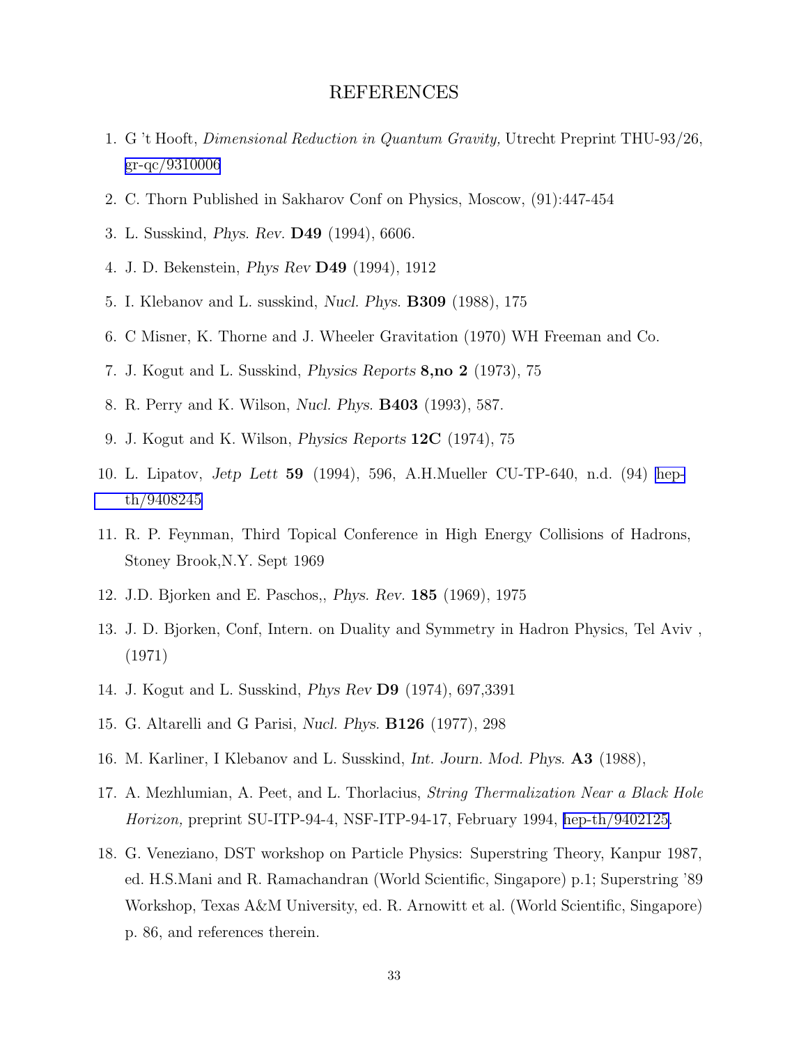## REFERENCES

1. G 't Hooft, *Dimensional Reduction in Quantum Gravity,* Utrecht Preprint THU-93/26, gr-qc/9310006
2. C. Thorn Published in Sakharov Conf on Physics, Moscow, (91):447-454
3. L. Susskind, *Phys. Rev.* **D49** (1994), 6606.
4. J. D. Bekenstein, *Phys Rev* **D49** (1994), 1912
5. I. Klebanov and L. susskind, *Nucl. Phys.* **B309** (1988), 175
6. C Misner, K. Thorne and J. Wheeler Gravitation (1970) WH Freeman and Co.
7. J. Kogut and L. Susskind, *Physics Reports* **8,no 2** (1973), 75
8. R. Perry and K. Wilson, *Nucl. Phys.* **B403** (1993), 587.
9. J. Kogut and K. Wilson, *Physics Reports* **12C** (1974), 75
10. L. Lipatov, *Jetp Lett* **59** (1994), 596, A.H.Mueller CU-TP-640, n.d. (94) hep-th/9408245
11. R. P. Feynman, Third Topical Conference in High Energy Collisions of Hadrons, Stoney Brook,N.Y. Sept 1969
12. J.D. Bjorken and E. Paschos,, *Phys. Rev.* **185** (1969), 1975
13. J. D. Bjorken, Conf, Intern. on Duality and Symmetry in Hadron Physics, Tel Aviv , (1971)
14. J. Kogut and L. Susskind, *Phys Rev* **D9** (1974), 697,3391
15. G. Altarelli and G Parisi, *Nucl. Phys.* **B126** (1977), 298
16. M. Karliner, I Klebanov and L. Susskind, *Int. Journ. Mod. Phys.* **A3** (1988),
17. A. Mezhlumian, A. Peet, and L. Thorlacius, *String Thermalization Near a Black Hole Horizon,* preprint SU-ITP-94-4, NSF-ITP-94-17, February 1994, hep-th/9402125.
18. G. Veneziano, DST workshop on Particle Physics: Superstring Theory, Kanpur 1987, ed. H.S.Mani and R. Ramachandran (World Scientific, Singapore) p.1; Superstring '89 Workshop, Texas A&M University, ed. R. Arnowitt et al. (World Scientific, Singapore) p. 86, and references therein.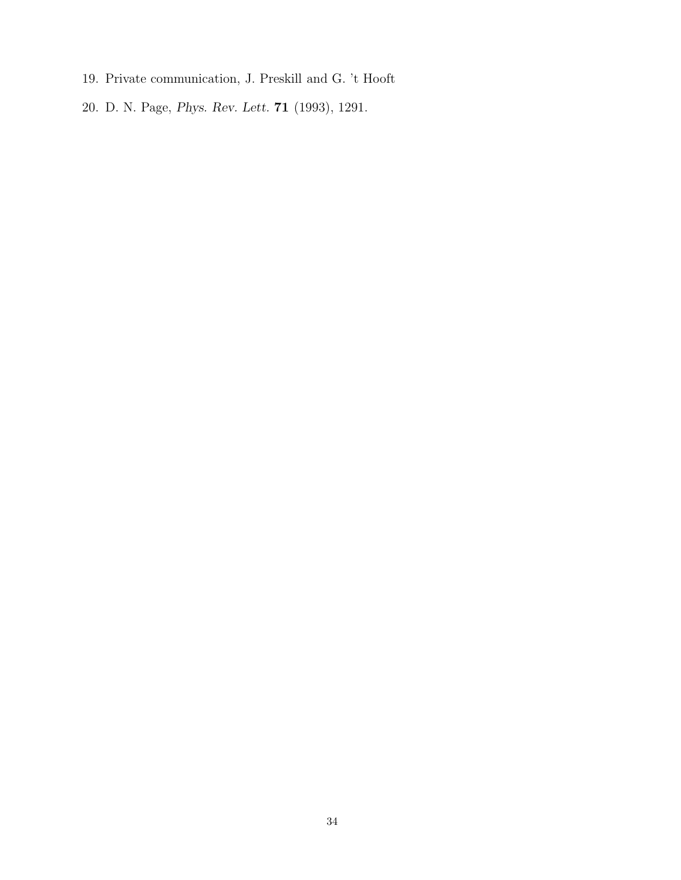19. Private communication, J. Preskill and G. 't Hooft
20. D. N. Page, *Phys. Rev. Lett.* **71** (1993), 1291.